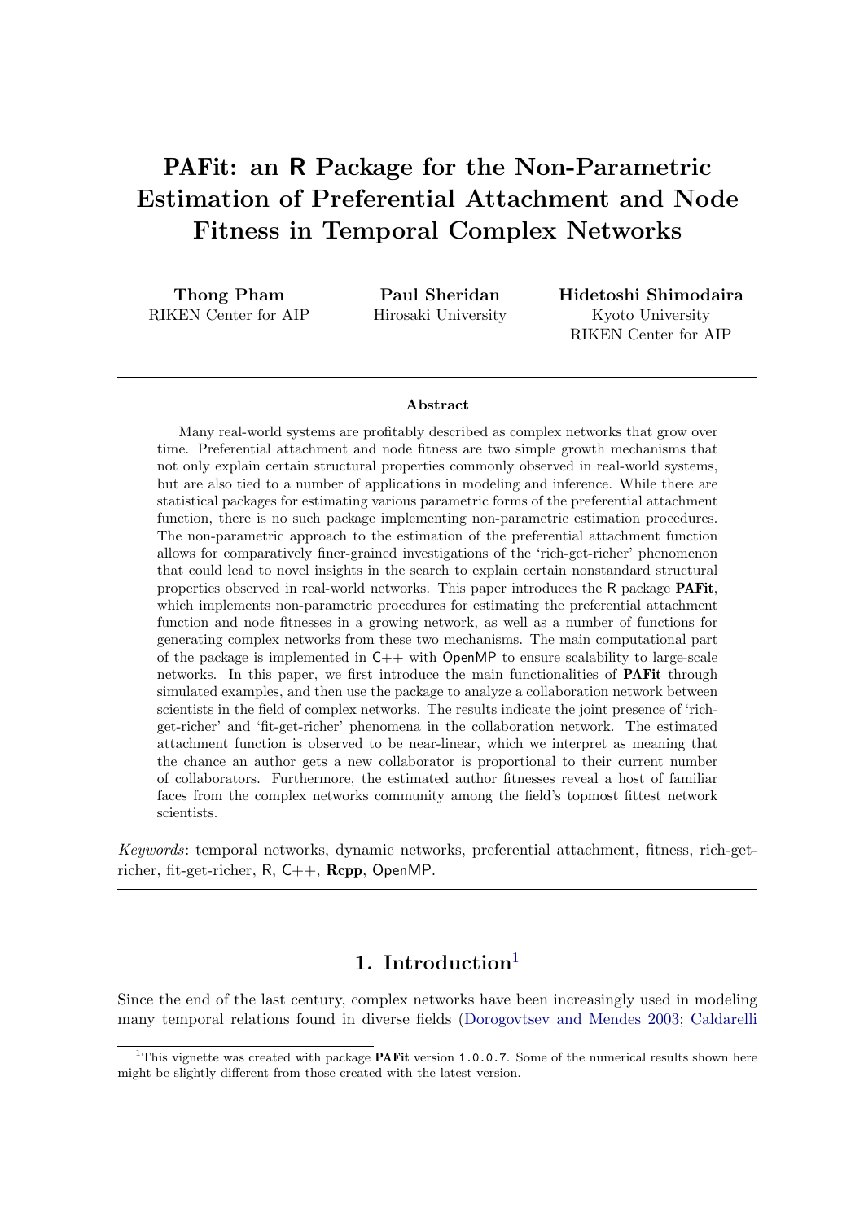# PAFit: an R Package for the Non-Parametric Estimation of Preferential Attachment and Node Fitness in Temporal Complex Networks

**Thong Pham**
RIKEN Center for AIP

**Paul Sheridan**
Hirosaki University

**Hidetoshi Shimodaira**
Kyoto University
RIKEN Center for AIP

### Abstract

Many real-world systems are profitably described as complex networks that grow over time. Preferential attachment and node fitness are two simple growth mechanisms that not only explain certain structural properties commonly observed in real-world systems, but are also tied to a number of applications in modeling and inference. While there are statistical packages for estimating various parametric forms of the preferential attachment function, there is no such package implementing non-parametric estimation procedures. The non-parametric approach to the estimation of the preferential attachment function allows for comparatively finer-grained investigations of the 'rich-get-richer' phenomenon that could lead to novel insights in the search to explain certain nonstandard structural properties observed in real-world networks. This paper introduces the R package **PAFit**, which implements non-parametric procedures for estimating the preferential attachment function and node fitnesses in a growing network, as well as a number of functions for generating complex networks from these two mechanisms. The main computational part of the package is implemented in C++ with OpenMP to ensure scalability to large-scale networks. In this paper, we first introduce the main functionalities of **PAFit** through simulated examples, and then use the package to analyze a collaboration network between scientists in the field of complex networks. The results indicate the joint presence of 'rich-get-richer' and 'fit-get-richer' phenomena in the collaboration network. The estimated attachment function is observed to be near-linear, which we interpret as meaning that the chance an author gets a new collaborator is proportional to their current number of collaborators. Furthermore, the estimated author fitnesses reveal a host of familiar faces from the complex networks community among the field's topmost fittest network scientists.

*Keywords*: temporal networks, dynamic networks, preferential attachment, fitness, rich-get-richer, fit-get-richer, R, C++, **Rcpp**, OpenMP.

## 1. Introduction[1]

Since the end of the last century, complex networks have been increasingly used in modeling many temporal relations found in diverse fields (Dorogovtsev and Mendes 2003; Caldarelli

[1] This vignette was created with package **PAFit** version 1.0.0.7. Some of the numerical results shown here might be slightly different from those created with the latest version.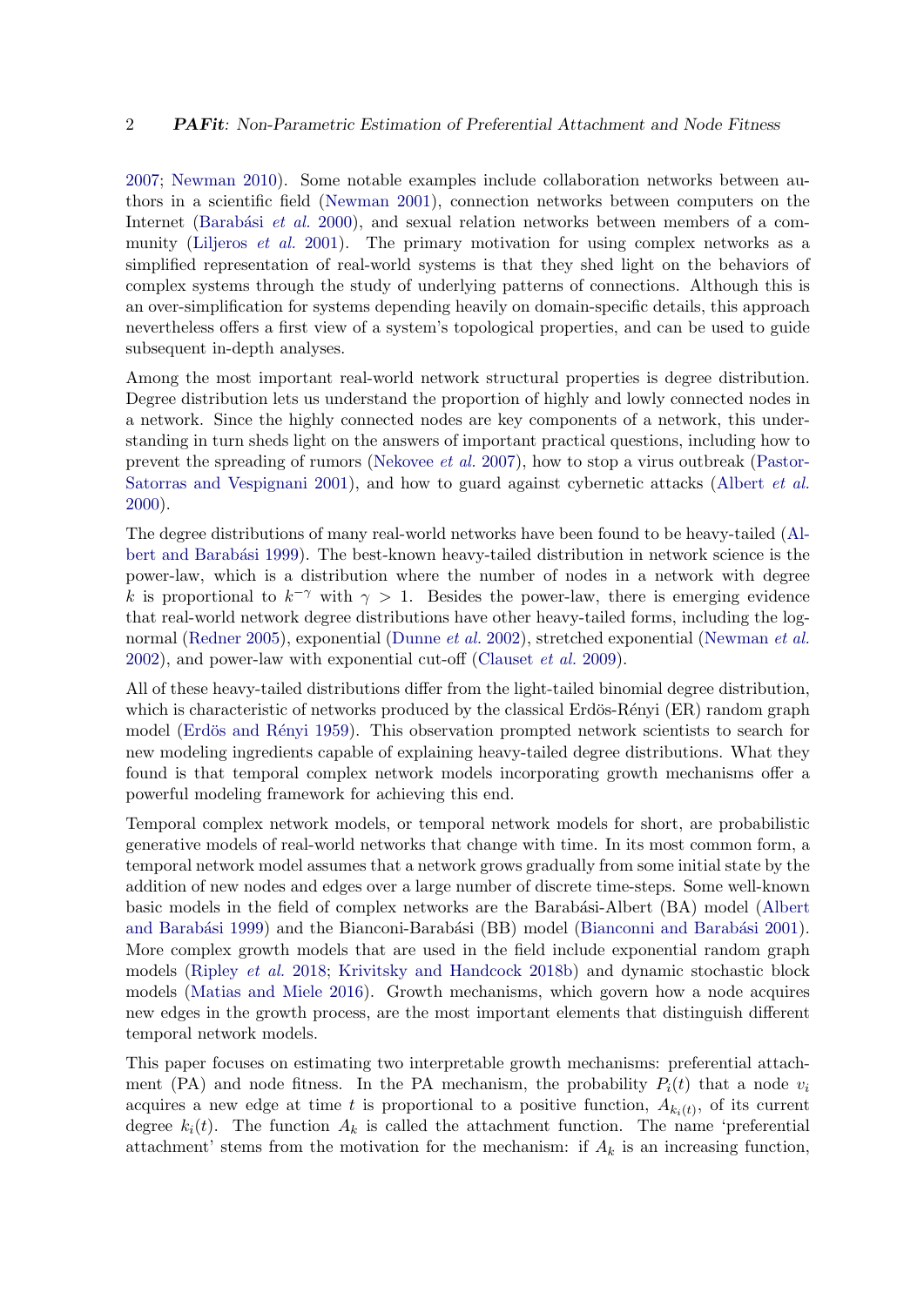2007; Newman 2010). Some notable examples include collaboration networks between authors in a scientific field (Newman 2001), connection networks between computers on the Internet (Barabási *et al.* 2000), and sexual relation networks between members of a community (Liljeros *et al.* 2001). The primary motivation for using complex networks as a simplified representation of real-world systems is that they shed light on the behaviors of complex systems through the study of underlying patterns of connections. Although this is an over-simplification for systems depending heavily on domain-specific details, this approach nevertheless offers a first view of a system's topological properties, and can be used to guide subsequent in-depth analyses.

Among the most important real-world network structural properties is degree distribution. Degree distribution lets us understand the proportion of highly and lowly connected nodes in a network. Since the highly connected nodes are key components of a network, this understanding in turn sheds light on the answers of important practical questions, including how to prevent the spreading of rumors (Nekovee *et al.* 2007), how to stop a virus outbreak (Pastor-Satorras and Vespignani 2001), and how to guard against cybernetic attacks (Albert *et al.* 2000).

The degree distributions of many real-world networks have been found to be heavy-tailed (Albert and Barabási 1999). The best-known heavy-tailed distribution in network science is the power-law, which is a distribution where the number of nodes in a network with degree $k$ is proportional to $k^{-\gamma}$ with $\gamma > 1$. Besides the power-law, there is emerging evidence that real-world network degree distributions have other heavy-tailed forms, including the log-normal (Redner 2005), exponential (Dunne *et al.* 2002), stretched exponential (Newman *et al.* 2002), and power-law with exponential cut-off (Clauset *et al.* 2009).

All of these heavy-tailed distributions differ from the light-tailed binomial degree distribution, which is characteristic of networks produced by the classical Erdös-Rényi (ER) random graph model (Erdös and Rényi 1959). This observation prompted network scientists to search for new modeling ingredients capable of explaining heavy-tailed degree distributions. What they found is that temporal complex network models incorporating growth mechanisms offer a powerful modeling framework for achieving this end.

Temporal complex network models, or temporal network models for short, are probabilistic generative models of real-world networks that change with time. In its most common form, a temporal network model assumes that a network grows gradually from some initial state by the addition of new nodes and edges over a large number of discrete time-steps. Some well-known basic models in the field of complex networks are the Barabási-Albert (BA) model (Albert and Barabási 1999) and the Bianconi-Barabási (BB) model (Bianconni and Barabási 2001). More complex growth models that are used in the field include exponential random graph models (Ripley *et al.* 2018; Krivitsky and Handcock 2018b) and dynamic stochastic block models (Matias and Miele 2016). Growth mechanisms, which govern how a node acquires new edges in the growth process, are the most important elements that distinguish different temporal network models.

This paper focuses on estimating two interpretable growth mechanisms: preferential attachment (PA) and node fitness. In the PA mechanism, the probability $P_i(t)$ that a node $v_i$ acquires a new edge at time $t$ is proportional to a positive function, $A_{k_i(t)}$, of its current degree $k_i(t)$. The function $A_k$ is called the attachment function. The name 'preferential attachment' stems from the motivation for the mechanism: if $A_k$ is an increasing function,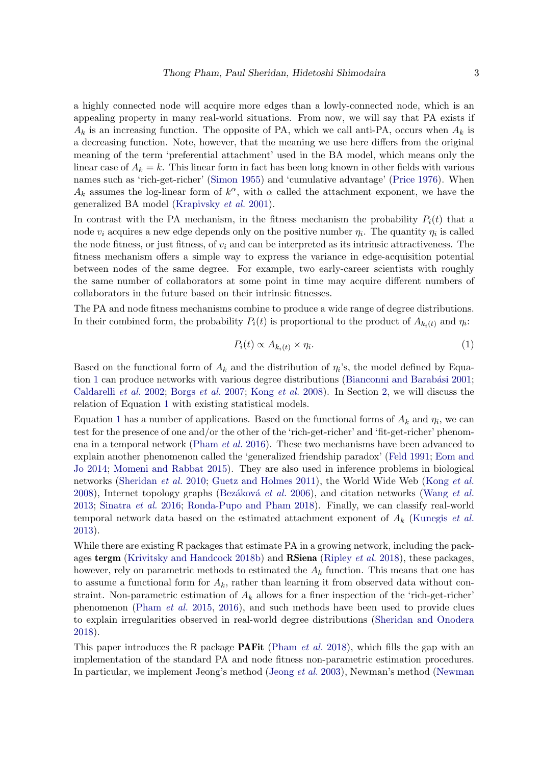a highly connected node will acquire more edges than a lowly-connected node, which is an appealing property in many real-world situations. From now, we will say that PA exists if $A_k$ is an increasing function. The opposite of PA, which we call anti-PA, occurs when $A_k$ is a decreasing function. Note, however, that the meaning we use here differs from the original meaning of the term 'preferential attachment' used in the BA model, which means only the linear case of $A_k = k$. This linear form in fact has been long known in other fields with various names such as 'rich-get-richer' (Simon 1955) and 'cumulative advantage' (Price 1976). When $A_k$ assumes the log-linear form of $k^\alpha$, with $\alpha$ called the attachment exponent, we have the generalized BA model (Krapivsky *et al.* 2001).

In contrast with the PA mechanism, in the fitness mechanism the probability $P_i(t)$ that a node $v_i$ acquires a new edge depends only on the positive number $\eta_i$. The quantity $\eta_i$ is called the node fitness, or just fitness, of $v_i$ and can be interpreted as its intrinsic attractiveness. The fitness mechanism offers a simple way to express the variance in edge-acquisition potential between nodes of the same degree. For example, two early-career scientists with roughly the same number of collaborators at some point in time may acquire different numbers of collaborators in the future based on their intrinsic fitnesses.

The PA and node fitness mechanisms combine to produce a wide range of degree distributions. In their combined form, the probability $P_i(t)$ is proportional to the product of $A_{k_i(t)}$ and $\eta_i$:

$$P_i(t) \propto A_{k_i(t)} \times \eta_i. \tag{1}$$

Based on the functional form of $A_k$ and the distribution of $\eta_i$'s, the model defined by Equation 1 can produce networks with various degree distributions (Bianconni and Barabási 2001; Caldarelli *et al.* 2002; Borgs *et al.* 2007; Kong *et al.* 2008). In Section 2, we will discuss the relation of Equation 1 with existing statistical models.

Equation 1 has a number of applications. Based on the functional forms of $A_k$ and $\eta_i$, we can test for the presence of one and/or the other of the 'rich-get-richer' and 'fit-get-richer' phenomena in a temporal network (Pham *et al.* 2016). These two mechanisms have been advanced to explain another phenomenon called the 'generalized friendship paradox' (Feld 1991; Eom and Jo 2014; Momeni and Rabbat 2015). They are also used in inference problems in biological networks (Sheridan *et al.* 2010; Guetz and Holmes 2011), the World Wide Web (Kong *et al.* 2008), Internet topology graphs (Bezáková *et al.* 2006), and citation networks (Wang *et al.* 2013; Sinatra *et al.* 2016; Ronda-Pupo and Pham 2018). Finally, we can classify real-world temporal network data based on the estimated attachment exponent of $A_k$ (Kunegis *et al.* 2013).

While there are existing R packages that estimate PA in a growing network, including the packages **tergm** (Krivitsky and Handcock 2018b) and **RSiena** (Ripley *et al.* 2018), these packages, however, rely on parametric methods to estimated the $A_k$ function. This means that one has to assume a functional form for $A_k$, rather than learning it from observed data without constraint. Non-parametric estimation of $A_k$ allows for a finer inspection of the 'rich-get-richer' phenomenon (Pham *et al.* 2015, 2016), and such methods have been used to provide clues to explain irregularities observed in real-world degree distributions (Sheridan and Onodera 2018).

This paper introduces the R package **PAFit** (Pham *et al.* 2018), which fills the gap with an implementation of the standard PA and node fitness non-parametric estimation procedures. In particular, we implement Jeong's method (Jeong *et al.* 2003), Newman's method (Newman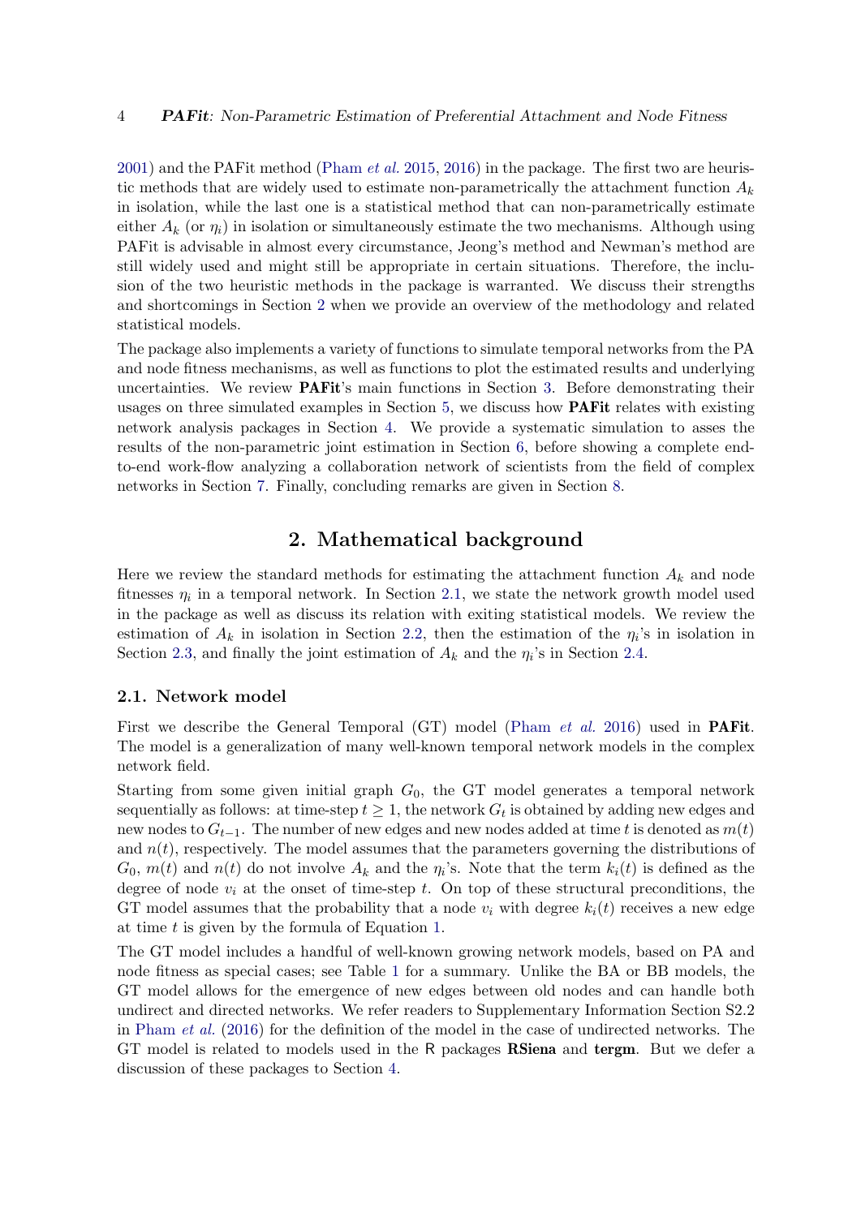2001) and the PAFit method (Pham *et al.* 2015, 2016) in the package. The first two are heuristic methods that are widely used to estimate non-parametrically the attachment function $A_k$ in isolation, while the last one is a statistical method that can non-parametrically estimate either $A_k$ (or $\eta_i$) in isolation or simultaneously estimate the two mechanisms. Although using PAFit is advisable in almost every circumstance, Jeong's method and Newman's method are still widely used and might still be appropriate in certain situations. Therefore, the inclusion of the two heuristic methods in the package is warranted. We discuss their strengths and shortcomings in Section 2 when we provide an overview of the methodology and related statistical models.

The package also implements a variety of functions to simulate temporal networks from the PA and node fitness mechanisms, as well as functions to plot the estimated results and underlying uncertainties. We review **PAFit**'s main functions in Section 3. Before demonstrating their usages on three simulated examples in Section 5, we discuss how **PAFit** relates with existing network analysis packages in Section 4. We provide a systematic simulation to asses the results of the non-parametric joint estimation in Section 6, before showing a complete end-to-end work-flow analyzing a collaboration network of scientists from the field of complex networks in Section 7. Finally, concluding remarks are given in Section 8.

## 2. Mathematical background

Here we review the standard methods for estimating the attachment function $A_k$ and node fitnesses $\eta_i$ in a temporal network. In Section 2.1, we state the network growth model used in the package as well as discuss its relation with exiting statistical models. We review the estimation of $A_k$ in isolation in Section 2.2, then the estimation of the $\eta_i$'s in isolation in Section 2.3, and finally the joint estimation of $A_k$ and the $\eta_i$'s in Section 2.4.

### 2.1. Network model

First we describe the General Temporal (GT) model (Pham *et al.* 2016) used in **PAFit**. The model is a generalization of many well-known temporal network models in the complex network field.

Starting from some given initial graph $G_0$, the GT model generates a temporal network sequentially as follows: at time-step $t \geq 1$, the network $G_t$ is obtained by adding new edges and new nodes to $G_{t-1}$. The number of new edges and new nodes added at time $t$ is denoted as $m(t)$ and $n(t)$, respectively. The model assumes that the parameters governing the distributions of $G_0$, $m(t)$ and $n(t)$ do not involve $A_k$ and the $\eta_i$'s. Note that the term $k_i(t)$ is defined as the degree of node $v_i$ at the onset of time-step $t$. On top of these structural preconditions, the GT model assumes that the probability that a node $v_i$ with degree $k_i(t)$ receives a new edge at time $t$ is given by the formula of Equation 1.

The GT model includes a handful of well-known growing network models, based on PA and node fitness as special cases; see Table 1 for a summary. Unlike the BA or BB models, the GT model allows for the emergence of new edges between old nodes and can handle both undirect and directed networks. We refer readers to Supplementary Information Section S2.2 in Pham *et al.* (2016) for the definition of the model in the case of undirected networks. The GT model is related to models used in the R packages **RSiena** and **tergm**. But we defer a discussion of these packages to Section 4.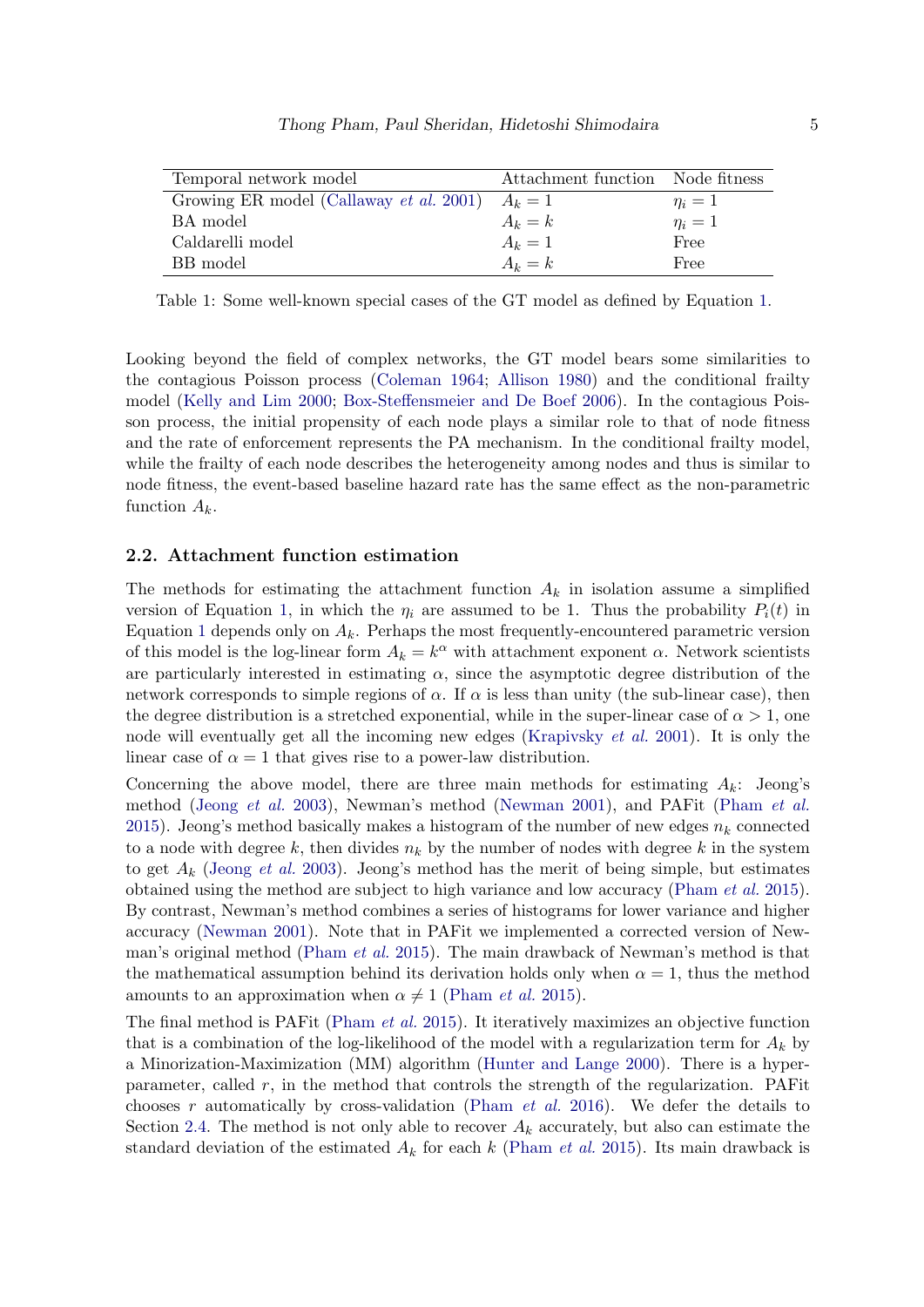| Temporal network model | Attachment function | Node fitness |
|---|---|---|
| Growing ER model (Callaway *et al.* 2001) | $A_k = 1$ | $\eta_i = 1$ |
| BA model | $A_k = k$ | $\eta_i = 1$ |
| Caldarelli model | $A_k = 1$ | Free |
| BB model | $A_k = k$ | Free |

Table 1: Some well-known special cases of the GT model as defined by Equation 1.

Looking beyond the field of complex networks, the GT model bears some similarities to the contagious Poisson process (Coleman 1964; Allison 1980) and the conditional frailty model (Kelly and Lim 2000; Box-Steffensmeier and De Boef 2006). In the contagious Poisson process, the initial propensity of each node plays a similar role to that of node fitness and the rate of enforcement represents the PA mechanism. In the conditional frailty model, while the frailty of each node describes the heterogeneity among nodes and thus is similar to node fitness, the event-based baseline hazard rate has the same effect as the non-parametric function $A_k$.

## 2.2. Attachment function estimation

The methods for estimating the attachment function $A_k$ in isolation assume a simplified version of Equation 1, in which the $\eta_i$ are assumed to be 1. Thus the probability $P_i(t)$ in Equation 1 depends only on $A_k$. Perhaps the most frequently-encountered parametric version of this model is the log-linear form $A_k = k^\alpha$ with attachment exponent $\alpha$. Network scientists are particularly interested in estimating $\alpha$, since the asymptotic degree distribution of the network corresponds to simple regions of $\alpha$. If $\alpha$ is less than unity (the sub-linear case), then the degree distribution is a stretched exponential, while in the super-linear case of $\alpha > 1$, one node will eventually get all the incoming new edges (Krapivsky *et al.* 2001). It is only the linear case of $\alpha = 1$ that gives rise to a power-law distribution.

Concerning the above model, there are three main methods for estimating $A_k$: Jeong's method (Jeong *et al.* 2003), Newman's method (Newman 2001), and PAFit (Pham *et al.* 2015). Jeong's method basically makes a histogram of the number of new edges $n_k$ connected to a node with degree $k$, then divides $n_k$ by the number of nodes with degree $k$ in the system to get $A_k$ (Jeong *et al.* 2003). Jeong's method has the merit of being simple, but estimates obtained using the method are subject to high variance and low accuracy (Pham *et al.* 2015). By contrast, Newman's method combines a series of histograms for lower variance and higher accuracy (Newman 2001). Note that in PAFit we implemented a corrected version of Newman's original method (Pham *et al.* 2015). The main drawback of Newman's method is that the mathematical assumption behind its derivation holds only when $\alpha = 1$, thus the method amounts to an approximation when $\alpha \neq 1$ (Pham *et al.* 2015).

The final method is PAFit (Pham *et al.* 2015). It iteratively maximizes an objective function that is a combination of the log-likelihood of the model with a regularization term for $A_k$ by a Minorization-Maximization (MM) algorithm (Hunter and Lange 2000). There is a hyper-parameter, called $r$, in the method that controls the strength of the regularization. PAFit chooses $r$ automatically by cross-validation (Pham *et al.* 2016). We defer the details to Section 2.4. The method is not only able to recover $A_k$ accurately, but also can estimate the standard deviation of the estimated $A_k$ for each $k$ (Pham *et al.* 2015). Its main drawback is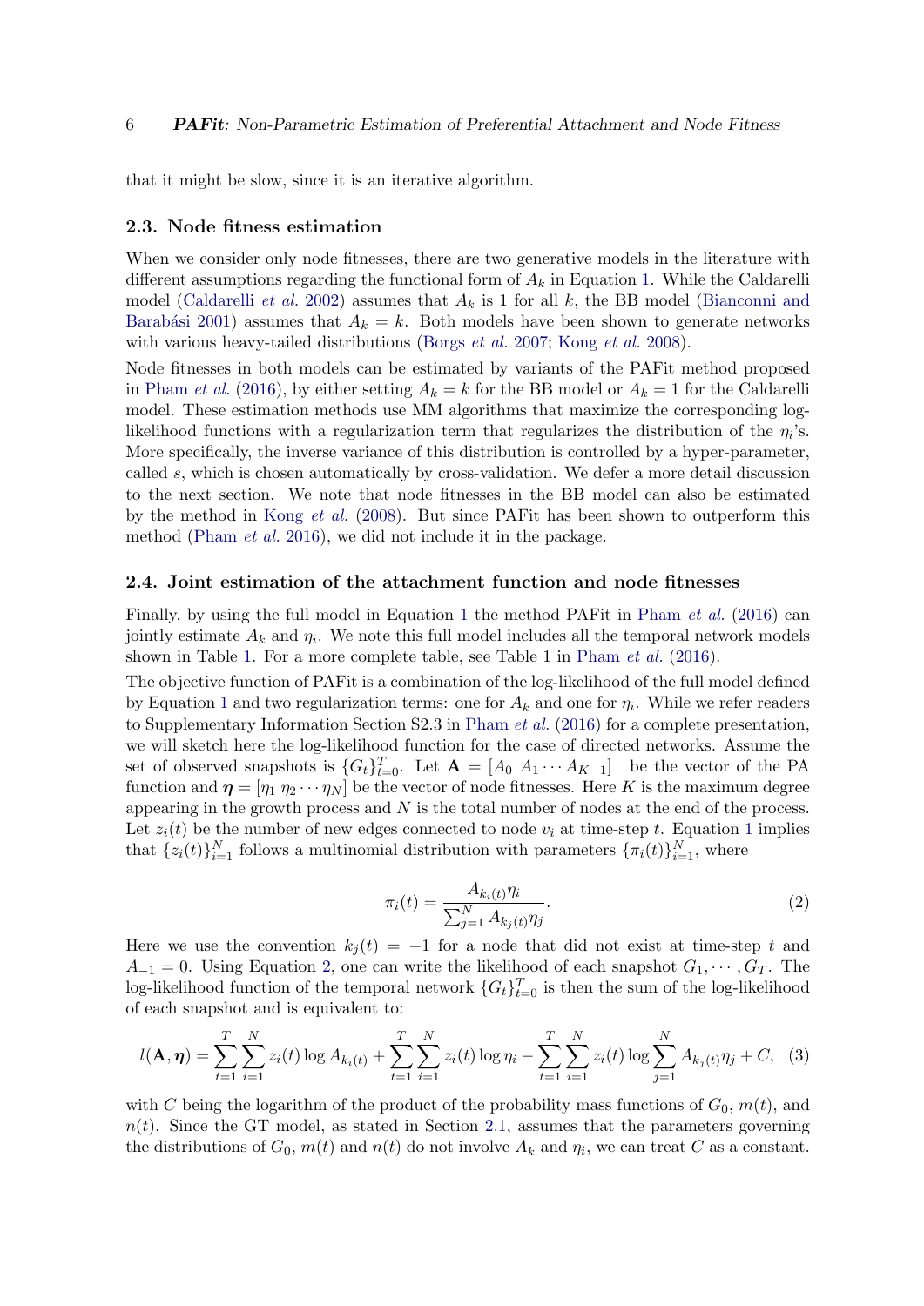that it might be slow, since it is an iterative algorithm.

### 2.3. Node fitness estimation

When we consider only node fitnesses, there are two generative models in the literature with different assumptions regarding the functional form of $A_k$ in Equation 1. While the Caldarelli model (Caldarelli *et al.* 2002) assumes that $A_k$ is 1 for all $k$, the BB model (Bianconni and Barabási 2001) assumes that $A_k = k$. Both models have been shown to generate networks with various heavy-tailed distributions (Borgs *et al.* 2007; Kong *et al.* 2008).

Node fitnesses in both models can be estimated by variants of the PAFit method proposed in Pham *et al.* (2016), by either setting $A_k = k$ for the BB model or $A_k = 1$ for the Caldarelli model. These estimation methods use MM algorithms that maximize the corresponding log-likelihood functions with a regularization term that regularizes the distribution of the $\eta_i$'s. More specifically, the inverse variance of this distribution is controlled by a hyper-parameter, called $s$, which is chosen automatically by cross-validation. We defer a more detail discussion to the next section. We note that node fitnesses in the BB model can also be estimated by the method in Kong *et al.* (2008). But since PAFit has been shown to outperform this method (Pham *et al.* 2016), we did not include it in the package.

### 2.4. Joint estimation of the attachment function and node fitnesses

Finally, by using the full model in Equation 1 the method PAFit in Pham *et al.* (2016) can jointly estimate $A_k$ and $\eta_i$. We note this full model includes all the temporal network models shown in Table 1. For a more complete table, see Table 1 in Pham *et al.* (2016).

The objective function of PAFit is a combination of the log-likelihood of the full model defined by Equation 1 and two regularization terms: one for $A_k$ and one for $\eta_i$. While we refer readers to Supplementary Information Section S2.3 in Pham *et al.* (2016) for a complete presentation, we will sketch here the log-likelihood function for the case of directed networks. Assume the set of observed snapshots is $\{G_t\}_{t=0}^T$. Let $\mathbf{A} = [A_0 \; A_1 \cdots A_{K-1}]^\top$ be the vector of the PA function and $\boldsymbol{\eta} = [\eta_1 \; \eta_2 \cdots \eta_N]$ be the vector of node fitnesses. Here $K$ is the maximum degree appearing in the growth process and $N$ is the total number of nodes at the end of the process. Let $z_i(t)$ be the number of new edges connected to node $v_i$ at time-step $t$. Equation 1 implies that $\{z_i(t)\}_{i=1}^N$ follows a multinomial distribution with parameters $\{\pi_i(t)\}_{i=1}^N$, where

$$\pi_i(t) = \frac{A_{k_i(t)}\eta_i}{\sum_{j=1}^N A_{k_j(t)}\eta_j}. \tag{2}$$

Here we use the convention $k_j(t) = -1$ for a node that did not exist at time-step $t$ and $A_{-1} = 0$. Using Equation 2, one can write the likelihood of each snapshot $G_1, \cdots, G_T$. The log-likelihood function of the temporal network $\{G_t\}_{t=0}^T$ is then the sum of the log-likelihood of each snapshot and is equivalent to:

$$l(\mathbf{A}, \boldsymbol{\eta}) = \sum_{t=1}^T \sum_{i=1}^N z_i(t) \log A_{k_i(t)} + \sum_{t=1}^T \sum_{i=1}^N z_i(t) \log \eta_i - \sum_{t=1}^T \sum_{i=1}^N z_i(t) \log \sum_{j=1}^N A_{k_j(t)}\eta_j + C, \tag{3}$$

with $C$ being the logarithm of the product of the probability mass functions of $G_0$, $m(t)$, and $n(t)$. Since the GT model, as stated in Section 2.1, assumes that the parameters governing the distributions of $G_0$, $m(t)$ and $n(t)$ do not involve $A_k$ and $\eta_i$, we can treat $C$ as a constant.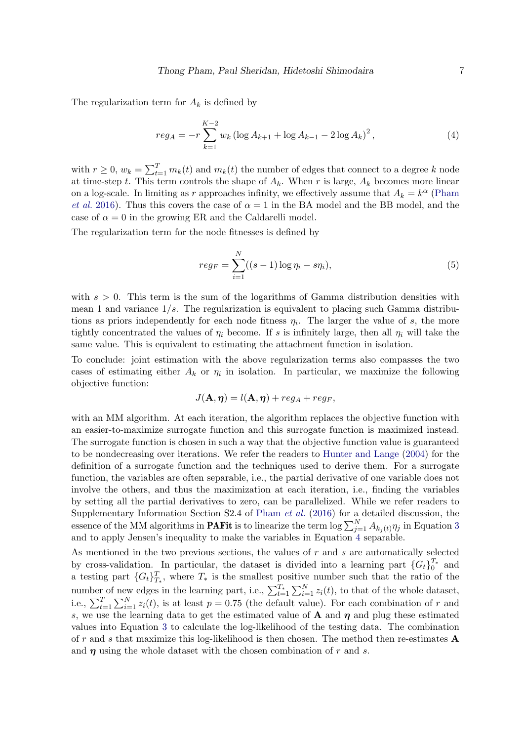The regularization term for $A_k$ is defined by

$$reg_A = -r \sum_{k=1}^{K-2} w_k \left(\log A_{k+1} + \log A_{k-1} - 2\log A_k\right)^2, \tag{4}$$

with $r \geq 0$, $w_k = \sum_{t=1}^{T} m_k(t)$ and $m_k(t)$ the number of edges that connect to a degree $k$ node at time-step $t$. This term controls the shape of $A_k$. When $r$ is large, $A_k$ becomes more linear on a log-scale. In limiting as $r$ approaches infinity, we effectively assume that $A_k = k^\alpha$ (Pham *et al.* 2016). Thus this covers the case of $\alpha = 1$ in the BA model and the BB model, and the case of $\alpha = 0$ in the growing ER and the Caldarelli model.

The regularization term for the node fitnesses is defined by

$$reg_F = \sum_{i=1}^{N} ((s-1)\log \eta_i - s\eta_i), \tag{5}$$

with $s > 0$. This term is the sum of the logarithms of Gamma distribution densities with mean 1 and variance $1/s$. The regularization is equivalent to placing such Gamma distributions as priors independently for each node fitness $\eta_i$. The larger the value of $s$, the more tightly concentrated the values of $\eta_i$ become. If $s$ is infinitely large, then all $\eta_i$ will take the same value. This is equivalent to estimating the attachment function in isolation.

To conclude: joint estimation with the above regularization terms also compasses the two cases of estimating either $A_k$ or $\eta_i$ in isolation. In particular, we maximize the following objective function:

$$J(\mathbf{A}, \boldsymbol{\eta}) = l(\mathbf{A}, \boldsymbol{\eta}) + reg_A + reg_F,$$

with an MM algorithm. At each iteration, the algorithm replaces the objective function with an easier-to-maximize surrogate function and this surrogate function is maximized instead. The surrogate function is chosen in such a way that the objective function value is guaranteed to be nondecreasing over iterations. We refer the readers to Hunter and Lange (2004) for the definition of a surrogate function and the techniques used to derive them. For a surrogate function, the variables are often separable, i.e., the partial derivative of one variable does not involve the others, and thus the maximization at each iteration, i.e., finding the variables by setting all the partial derivatives to zero, can be parallelized. While we refer readers to Supplementary Information Section S2.4 of Pham *et al.* (2016) for a detailed discussion, the essence of the MM algorithms in **PAFit** is to linearize the term $\log \sum_{j=1}^{N} A_{k_j(t)}\eta_j$ in Equation 3 and to apply Jensen's inequality to make the variables in Equation 4 separable.

As mentioned in the two previous sections, the values of $r$ and $s$ are automatically selected by cross-validation. In particular, the dataset is divided into a learning part $\{G_t\}_0^{T_*}$ and a testing part $\{G_t\}_{T_*}^{T}$, where $T_*$ is the smallest positive number such that the ratio of the number of new edges in the learning part, i.e., $\sum_{t=1}^{T_*}\sum_{i=1}^{N} z_i(t)$, to that of the whole dataset, i.e., $\sum_{t=1}^{T}\sum_{i=1}^{N} z_i(t)$, is at least $p = 0.75$ (the default value). For each combination of $r$ and $s$, we use the learning data to get the estimated value of $\mathbf{A}$ and $\boldsymbol{\eta}$ and plug these estimated values into Equation 3 to calculate the log-likelihood of the testing data. The combination of $r$ and $s$ that maximize this log-likelihood is then chosen. The method then re-estimates $\mathbf{A}$ and $\boldsymbol{\eta}$ using the whole dataset with the chosen combination of $r$ and $s$.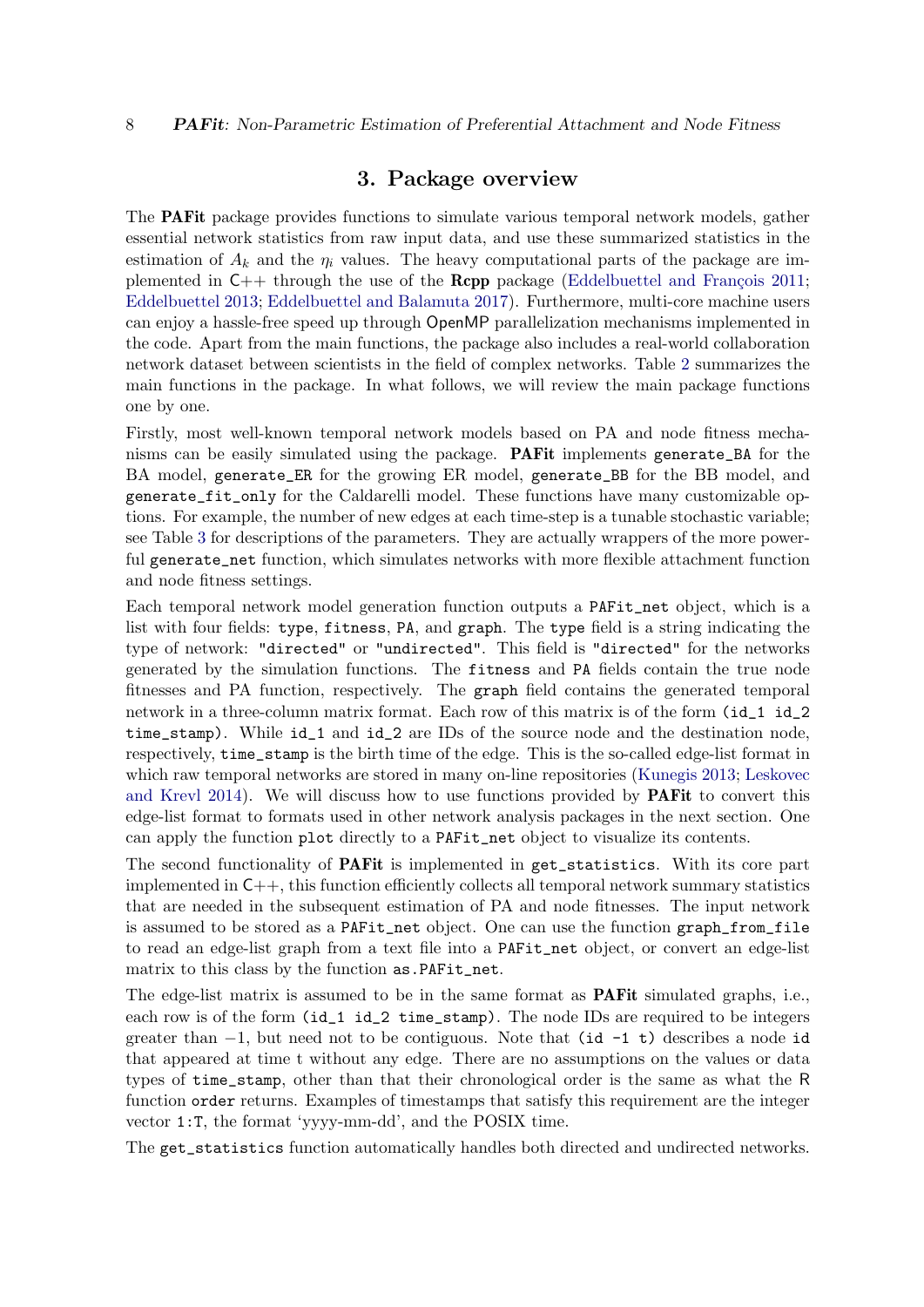# 3. Package overview

The **PAFit** package provides functions to simulate various temporal network models, gather essential network statistics from raw input data, and use these summarized statistics in the estimation of $A_k$ and the $\eta_i$ values. The heavy computational parts of the package are implemented in C++ through the use of the **Rcpp** package (Eddelbuettel and François 2011; Eddelbuettel 2013; Eddelbuettel and Balamuta 2017). Furthermore, multi-core machine users can enjoy a hassle-free speed up through OpenMP parallelization mechanisms implemented in the code. Apart from the main functions, the package also includes a real-world collaboration network dataset between scientists in the field of complex networks. Table 2 summarizes the main functions in the package. In what follows, we will review the main package functions one by one.

Firstly, most well-known temporal network models based on PA and node fitness mechanisms can be easily simulated using the package. **PAFit** implements `generate_BA` for the BA model, `generate_ER` for the growing ER model, `generate_BB` for the BB model, and `generate_fit_only` for the Caldarelli model. These functions have many customizable options. For example, the number of new edges at each time-step is a tunable stochastic variable; see Table 3 for descriptions of the parameters. They are actually wrappers of the more powerful `generate_net` function, which simulates networks with more flexible attachment function and node fitness settings.

Each temporal network model generation function outputs a `PAFit_net` object, which is a list with four fields: `type`, `fitness`, `PA`, and `graph`. The `type` field is a string indicating the type of network: `"directed"` or `"undirected"`. This field is `"directed"` for the networks generated by the simulation functions. The `fitness` and `PA` fields contain the true node fitnesses and PA function, respectively. The `graph` field contains the generated temporal network in a three-column matrix format. Each row of this matrix is of the form `(id_1 id_2 time_stamp)`. While `id_1` and `id_2` are IDs of the source node and the destination node, respectively, `time_stamp` is the birth time of the edge. This is the so-called edge-list format in which raw temporal networks are stored in many on-line repositories (Kunegis 2013; Leskovec and Krevl 2014). We will discuss how to use functions provided by **PAFit** to convert this edge-list format to formats used in other network analysis packages in the next section. One can apply the function `plot` directly to a `PAFit_net` object to visualize its contents.

The second functionality of **PAFit** is implemented in `get_statistics`. With its core part implemented in C++, this function efficiently collects all temporal network summary statistics that are needed in the subsequent estimation of PA and node fitnesses. The input network is assumed to be stored as a `PAFit_net` object. One can use the function `graph_from_file` to read an edge-list graph from a text file into a `PAFit_net` object, or convert an edge-list matrix to this class by the function `as.PAFit_net`.

The edge-list matrix is assumed to be in the same format as **PAFit** simulated graphs, i.e., each row is of the form `(id_1 id_2 time_stamp)`. The node IDs are required to be integers greater than $-1$, but need not to be contiguous. Note that `(id -1 t)` describes a node `id` that appeared at time `t` without any edge. There are no assumptions on the values or data types of `time_stamp`, other than that their chronological order is the same as what the R function `order` returns. Examples of timestamps that satisfy this requirement are the integer vector `1:T`, the format 'yyyy-mm-dd', and the POSIX time.

The `get_statistics` function automatically handles both directed and undirected networks.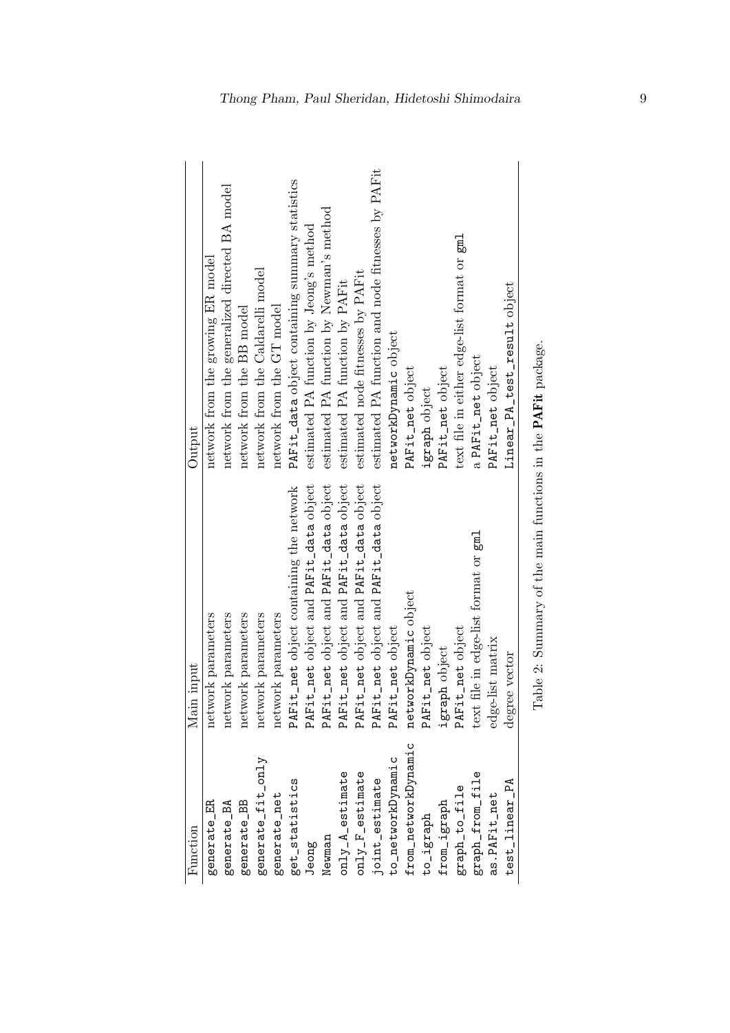| Function | Main input | Output |
|---|---|---|
| `generate_ER` | network parameters | network from the growing ER model |
| `generate_BA` | network parameters | network from the generalized directed BA model |
| `generate_BB` | network parameters | network from the BB model |
| `generate_fit_only` | network parameters | network from the Caldarelli model |
| `generate_net` | network parameters | network from the GT model |
| `get_statistics` | `PAFit_net` object containing the network | `PAFit_data` object containing summary statistics |
| `Jeong` | `PAFit_net` object and `PAFit_data` object | estimated PA function by Jeong's method |
| `Newman` | `PAFit_net` object and `PAFit_data` object | estimated PA function by Newman's method |
| `only_A_estimate` | `PAFit_net` object and `PAFit_data` object | estimated PA function by PAFit |
| `only_F_estimate` | `PAFit_net` object and `PAFit_data` object | estimated node fitnesses by PAFit |
| `joint_estimate` | `PAFit_net` object and `PAFit_data` object | estimated PA function and node fitnesses by PAFit |
| `to_networkDynamic` | `PAFit_net` object | `networkDynamic` object |
| `from_networkDynamic` | `networkDynamic` object | `PAFit_net` object |
| `to_igraph` | `PAFit_net` object | `igraph` object |
| `from_igraph` | `igraph` object | `PAFit_net` object |
| `graph_to_file` | `PAFit_net` object | text file in either edge-list format or `gml` |
| `graph_from_file` | text file in edge-list format or `gml` | a `PAFit_net` object |
| `as.PAFit_net` | edge-list matrix | `PAFit_net` object |
| `test_linear_PA` | degree vector | `Linear_PA_test_result` object |

Table 2: Summary of the main functions in the **PAFit** package.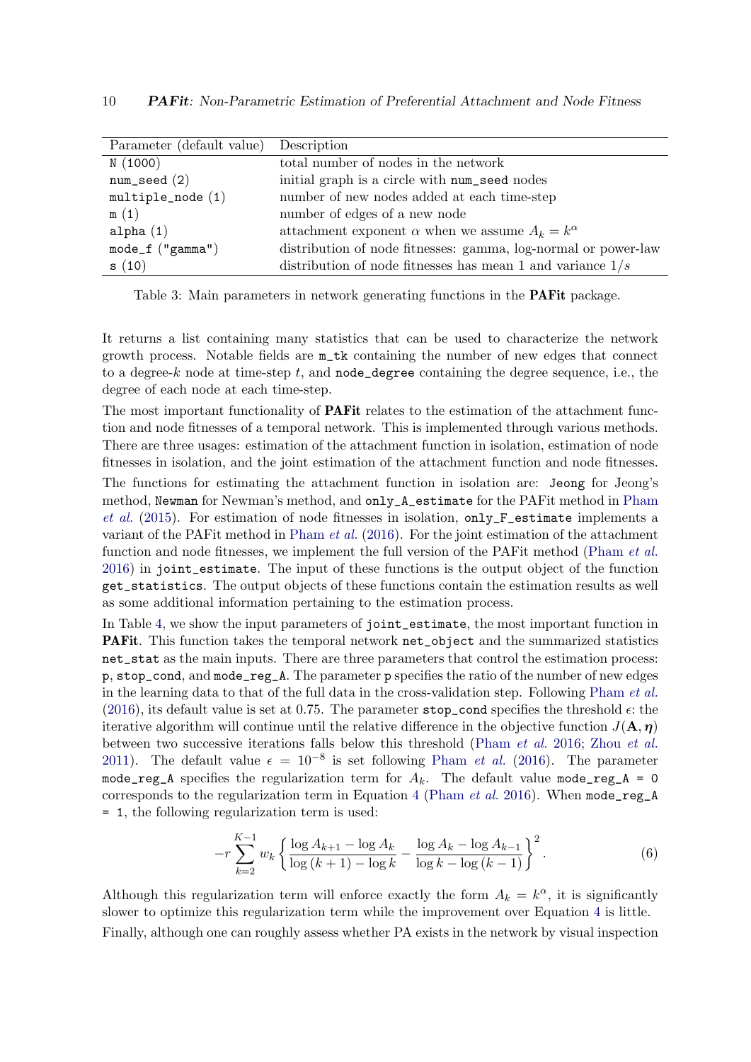| Parameter (default value) | Description |
|---|---|
| `N` (1000) | total number of nodes in the network |
| `num_seed` (2) | initial graph is a circle with `num_seed` nodes |
| `multiple_node` (1) | number of new nodes added at each time-step |
| `m` (1) | number of edges of a new node |
| `alpha` (1) | attachment exponent $\alpha$ when we assume $A_k = k^\alpha$ |
| `mode_f` ("gamma") | distribution of node fitnesses: gamma, log-normal or power-law |
| `s` (10) | distribution of node fitnesses has mean 1 and variance $1/s$ |

Table 3: Main parameters in network generating functions in the **PAFit** package.

It returns a list containing many statistics that can be used to characterize the network growth process. Notable fields are `m_tk` containing the number of new edges that connect to a degree-$k$ node at time-step $t$, and `node_degree` containing the degree sequence, i.e., the degree of each node at each time-step.

The most important functionality of **PAFit** relates to the estimation of the attachment function and node fitnesses of a temporal network. This is implemented through various methods. There are three usages: estimation of the attachment function in isolation, estimation of node fitnesses in isolation, and the joint estimation of the attachment function and node fitnesses.

The functions for estimating the attachment function in isolation are: `Jeong` for Jeong's method, `Newman` for Newman's method, and `only_A_estimate` for the PAFit method in Pham *et al.* (2015). For estimation of node fitnesses in isolation, `only_F_estimate` implements a variant of the PAFit method in Pham *et al.* (2016). For the joint estimation of the attachment function and node fitnesses, we implement the full version of the PAFit method (Pham *et al.* 2016) in `joint_estimate`. The input of these functions is the output object of the function `get_statistics`. The output objects of these functions contain the estimation results as well as some additional information pertaining to the estimation process.

In Table 4, we show the input parameters of `joint_estimate`, the most important function in **PAFit**. This function takes the temporal network `net_object` and the summarized statistics `net_stat` as the main inputs. There are three parameters that control the estimation process: `p`, `stop_cond`, and `mode_reg_A`. The parameter `p` specifies the ratio of the number of new edges in the learning data to that of the full data in the cross-validation step. Following Pham *et al.* (2016), its default value is set at 0.75. The parameter `stop_cond` specifies the threshold $\epsilon$: the iterative algorithm will continue until the relative difference in the objective function $J(\mathbf{A}, \boldsymbol{\eta})$ between two successive iterations falls below this threshold (Pham *et al.* 2016; Zhou *et al.* 2011). The default value $\epsilon = 10^{-8}$ is set following Pham *et al.* (2016). The parameter `mode_reg_A` specifies the regularization term for $A_k$. The default value `mode_reg_A = 0` corresponds to the regularization term in Equation 4 (Pham *et al.* 2016). When `mode_reg_A = 1`, the following regularization term is used:

$$-r \sum_{k=2}^{K-1} w_k \left\{ \frac{\log A_{k+1} - \log A_k}{\log(k+1) - \log k} - \frac{\log A_k - \log A_{k-1}}{\log k - \log(k-1)} \right\}^2. \tag{6}$$

Although this regularization term will enforce exactly the form $A_k = k^\alpha$, it is significantly slower to optimize this regularization term while the improvement over Equation 4 is little.

Finally, although one can roughly assess whether PA exists in the network by visual inspection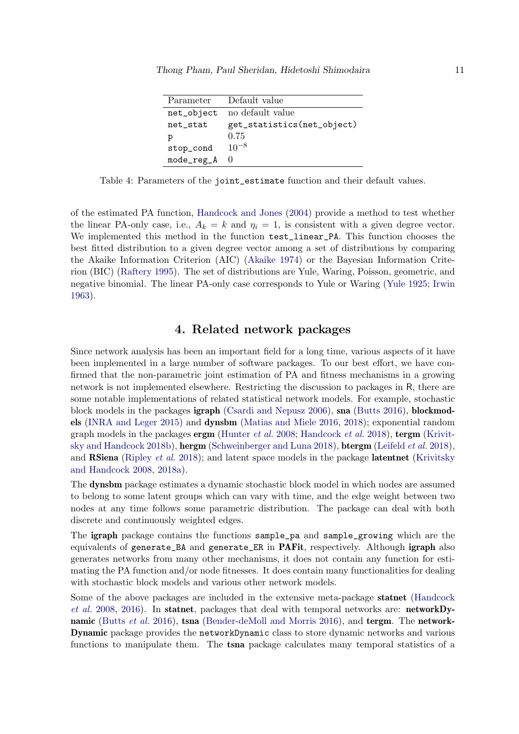| Parameter | Default value |
|---|---|
| net_object | no default value |
| net_stat | get_statistics(net_object) |
| p | 0.75 |
| stop_cond | $10^{-8}$ |
| mode_reg_A | 0 |

Table 4: Parameters of the joint_estimate function and their default values.

of the estimated PA function, Handcock and Jones (2004) provide a method to test whether the linear PA-only case, i.e., $A_k = k$ and $\eta_i = 1$, is consistent with a given degree vector. We implemented this method in the function test_linear_PA. This function chooses the best fitted distribution to a given degree vector among a set of distributions by comparing the Akaike Information Criterion (AIC) (Akaike 1974) or the Bayesian Information Criterion (BIC) (Raftery 1995). The set of distributions are Yule, Waring, Poisson, geometric, and negative binomial. The linear PA-only case corresponds to Yule or Waring (Yule 1925; Irwin 1963).

# 4. Related network packages

Since network analysis has been an important field for a long time, various aspects of it have been implemented in a large number of software packages. To our best effort, we have confirmed that the non-parametric joint estimation of PA and fitness mechanisms in a growing network is not implemented elsewhere. Restricting the discussion to packages in R, there are some notable implementations of related statistical network models. For example, stochastic block models in the packages **igraph** (Csardi and Nepusz 2006), **sna** (Butts 2016), **blockmodels** (INRA and Leger 2015) and **dynsbm** (Matias and Miele 2016, 2018); exponential random graph models in the packages **ergm** (Hunter *et al.* 2008; Handcock *et al.* 2018), **tergm** (Krivitsky and Handcock 2018b), **hergm** (Schweinberger and Luna 2018), **btergm** (Leifeld *et al.* 2018), and **RSiena** (Ripley *et al.* 2018); and latent space models in the package **latentnet** (Krivitsky and Handcock 2008, 2018a).

The **dynsbm** package estimates a dynamic stochastic block model in which nodes are assumed to belong to some latent groups which can vary with time, and the edge weight between two nodes at any time follows some parametric distribution. The package can deal with both discrete and continuously weighted edges.

The **igraph** package contains the functions sample_pa and sample_growing which are the equivalents of generate_BA and generate_ER in **PAFit**, respectively. Although **igraph** also generates networks from many other mechanisms, it does not contain any function for estimating the PA function and/or node fitnesses. It does contain many functionalities for dealing with stochastic block models and various other network models.

Some of the above packages are included in the extensive meta-package **statnet** (Handcock *et al.* 2008, 2016). In **statnet**, packages that deal with temporal networks are: **networkDynamic** (Butts *et al.* 2016), **tsna** (Bender-deMoll and Morris 2016), and **tergm**. The **networkDynamic** package provides the networkDynamic class to store dynamic networks and various functions to manipulate them. The **tsna** package calculates many temporal statistics of a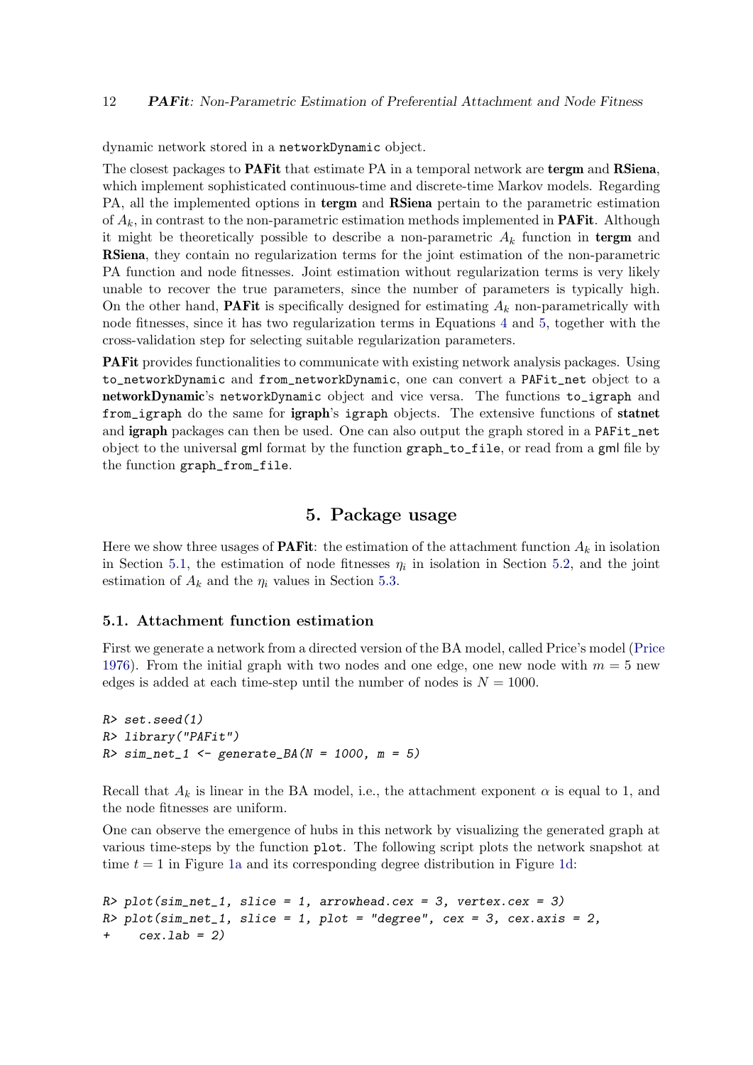dynamic network stored in a `networkDynamic` object.

The closest packages to **PAFit** that estimate PA in a temporal network are **tergm** and **RSiena**, which implement sophisticated continuous-time and discrete-time Markov models. Regarding PA, all the implemented options in **tergm** and **RSiena** pertain to the parametric estimation of $A_k$, in contrast to the non-parametric estimation methods implemented in **PAFit**. Although it might be theoretically possible to describe a non-parametric $A_k$ function in **tergm** and **RSiena**, they contain no regularization terms for the joint estimation of the non-parametric PA function and node fitnesses. Joint estimation without regularization terms is very likely unable to recover the true parameters, since the number of parameters is typically high. On the other hand, **PAFit** is specifically designed for estimating $A_k$ non-parametrically with node fitnesses, since it has two regularization terms in Equations 4 and 5, together with the cross-validation step for selecting suitable regularization parameters.

**PAFit** provides functionalities to communicate with existing network analysis packages. Using `to_networkDynamic` and `from_networkDynamic`, one can convert a `PAFit_net` object to a **networkDynamic**'s `networkDynamic` object and vice versa. The functions `to_igraph` and `from_igraph` do the same for **igraph**'s `igraph` objects. The extensive functions of **statnet** and **igraph** packages can then be used. One can also output the graph stored in a `PAFit_net` object to the universal gml format by the function `graph_to_file`, or read from a gml file by the function `graph_from_file`.

# 5. Package usage

Here we show three usages of **PAFit**: the estimation of the attachment function $A_k$ in isolation in Section 5.1, the estimation of node fitnesses $\eta_i$ in isolation in Section 5.2, and the joint estimation of $A_k$ and the $\eta_i$ values in Section 5.3.

## 5.1. Attachment function estimation

First we generate a network from a directed version of the BA model, called Price's model (Price 1976). From the initial graph with two nodes and one edge, one new node with $m = 5$ new edges is added at each time-step until the number of nodes is $N = 1000$.

```
R> set.seed(1)
R> library("PAFit")
R> sim_net_1 <- generate_BA(N = 1000, m = 5)
```

Recall that $A_k$ is linear in the BA model, i.e., the attachment exponent $\alpha$ is equal to 1, and the node fitnesses are uniform.

One can observe the emergence of hubs in this network by visualizing the generated graph at various time-steps by the function `plot`. The following script plots the network snapshot at time $t = 1$ in Figure 1a and its corresponding degree distribution in Figure 1d:

```
R> plot(sim_net_1, slice = 1, arrowhead.cex = 3, vertex.cex = 3)
R> plot(sim_net_1, slice = 1, plot = "degree", cex = 3, cex.axis = 2,
+    cex.lab = 2)
```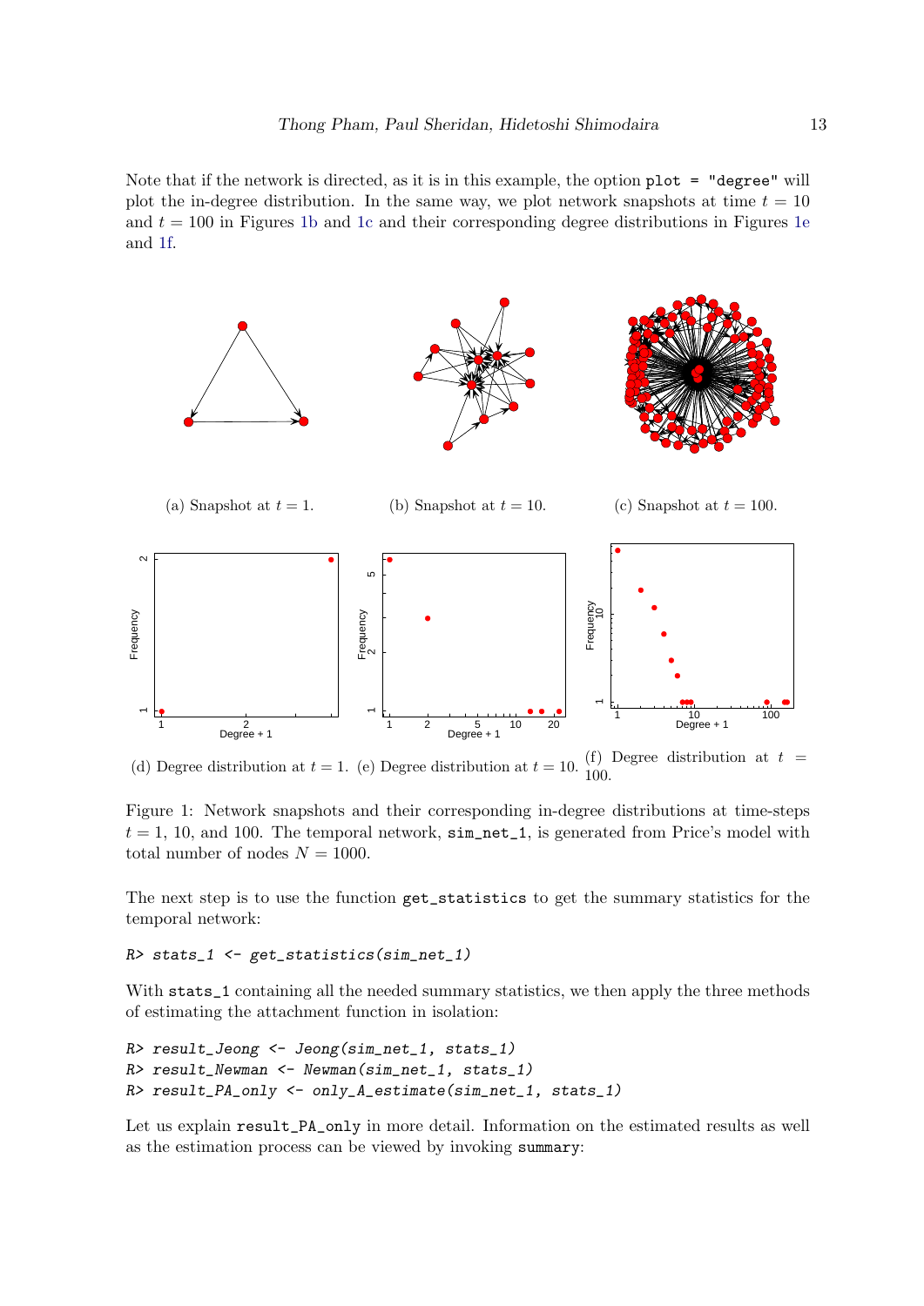Note that if the network is directed, as it is in this example, the option `plot = "degree"` will plot the in-degree distribution. In the same way, we plot network snapshots at time $t = 10$ and $t = 100$ in Figures 1b and 1c and their corresponding degree distributions in Figures 1e and 1f.

(a) Snapshot at $t = 1$.

(b) Snapshot at $t = 10$.

(c) Snapshot at $t = 100$.

(d) Degree distribution at $t = 1$.

(e) Degree distribution at $t = 10$.

(f) Degree distribution at $t = 100$.

Figure 1: Network snapshots and their corresponding in-degree distributions at time-steps $t = 1$, 10, and 100. The temporal network, `sim_net_1`, is generated from Price's model with total number of nodes $N = 1000$.

The next step is to use the function `get_statistics` to get the summary statistics for the temporal network:

```
R> stats_1 <- get_statistics(sim_net_1)
```

With `stats_1` containing all the needed summary statistics, we then apply the three methods of estimating the attachment function in isolation:

```
R> result_Jeong <- Jeong(sim_net_1, stats_1)
R> result_Newman <- Newman(sim_net_1, stats_1)
R> result_PA_only <- only_A_estimate(sim_net_1, stats_1)
```

Let us explain `result_PA_only` in more detail. Information on the estimated results as well as the estimation process can be viewed by invoking `summary`: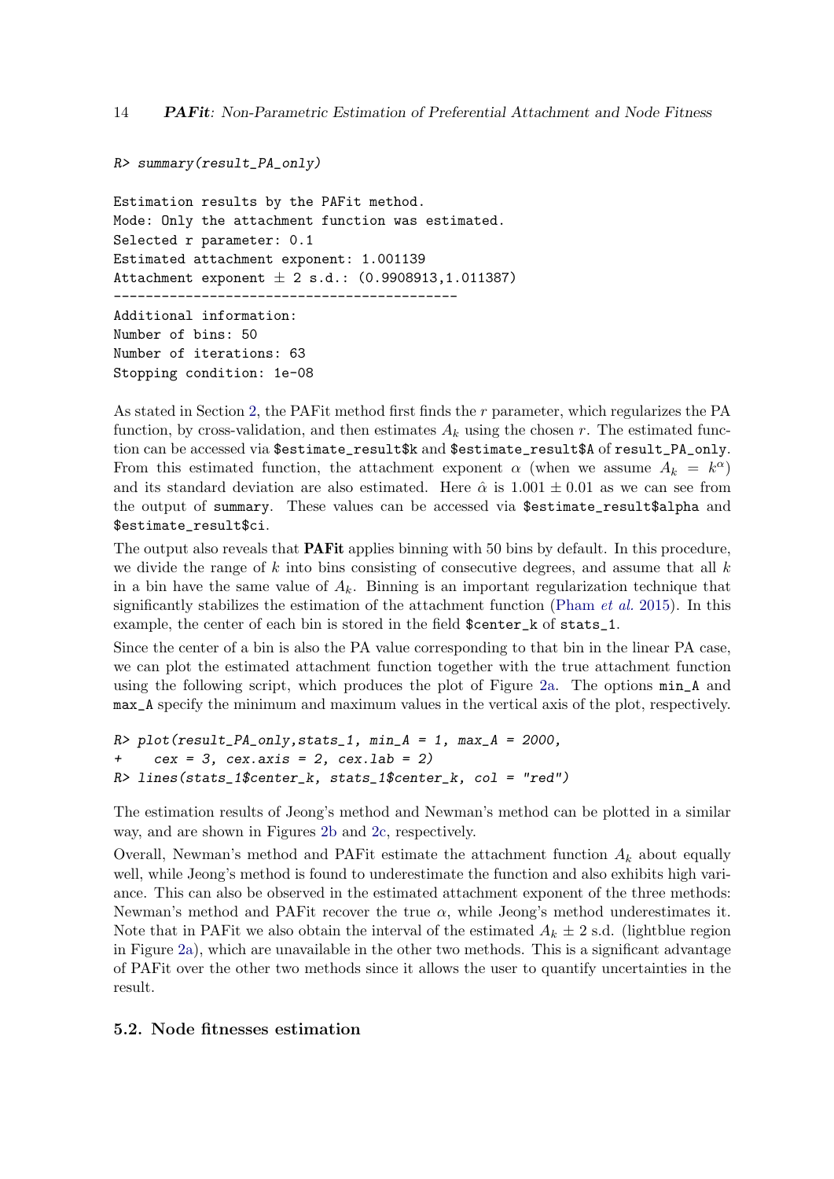```
R> summary(result_PA_only)

Estimation results by the PAFit method.
Mode: Only the attachment function was estimated.
Selected r parameter: 0.1
Estimated attachment exponent: 1.001139
Attachment exponent ± 2 s.d.: (0.9908913,1.011387)
--------------------------------------------
Additional information:
Number of bins: 50
Number of iterations: 63
Stopping condition: 1e-08
```

As stated in Section 2, the PAFit method first finds the $r$ parameter, which regularizes the PA function, by cross-validation, and then estimates $A_k$ using the chosen $r$. The estimated function can be accessed via `$estimate_result$k` and `$estimate_result$A` of `result_PA_only`. From this estimated function, the attachment exponent $\alpha$ (when we assume $A_k = k^\alpha$) and its standard deviation are also estimated. Here $\hat{\alpha}$ is $1.001 \pm 0.01$ as we can see from the output of `summary`. These values can be accessed via `$estimate_result$alpha` and `$estimate_result$ci`.

The output also reveals that **PAFit** applies binning with 50 bins by default. In this procedure, we divide the range of $k$ into bins consisting of consecutive degrees, and assume that all $k$ in a bin have the same value of $A_k$. Binning is an important regularization technique that significantly stabilizes the estimation of the attachment function (Pham *et al.* 2015). In this example, the center of each bin is stored in the field `$center_k` of `stats_1`.

Since the center of a bin is also the PA value corresponding to that bin in the linear PA case, we can plot the estimated attachment function together with the true attachment function using the following script, which produces the plot of Figure 2a. The options `min_A` and `max_A` specify the minimum and maximum values in the vertical axis of the plot, respectively.

```
R> plot(result_PA_only,stats_1, min_A = 1, max_A = 2000,
+    cex = 3, cex.axis = 2, cex.lab = 2)
R> lines(stats_1$center_k, stats_1$center_k, col = "red")
```

The estimation results of Jeong's method and Newman's method can be plotted in a similar way, and are shown in Figures 2b and 2c, respectively.

Overall, Newman's method and PAFit estimate the attachment function $A_k$ about equally well, while Jeong's method is found to underestimate the function and also exhibits high variance. This can also be observed in the estimated attachment exponent of the three methods: Newman's method and PAFit recover the true $\alpha$, while Jeong's method underestimates it. Note that in PAFit we also obtain the interval of the estimated $A_k \pm 2$ s.d. (lightblue region in Figure 2a), which are unavailable in the other two methods. This is a significant advantage of PAFit over the other two methods since it allows the user to quantify uncertainties in the result.

### 5.2. Node fitnesses estimation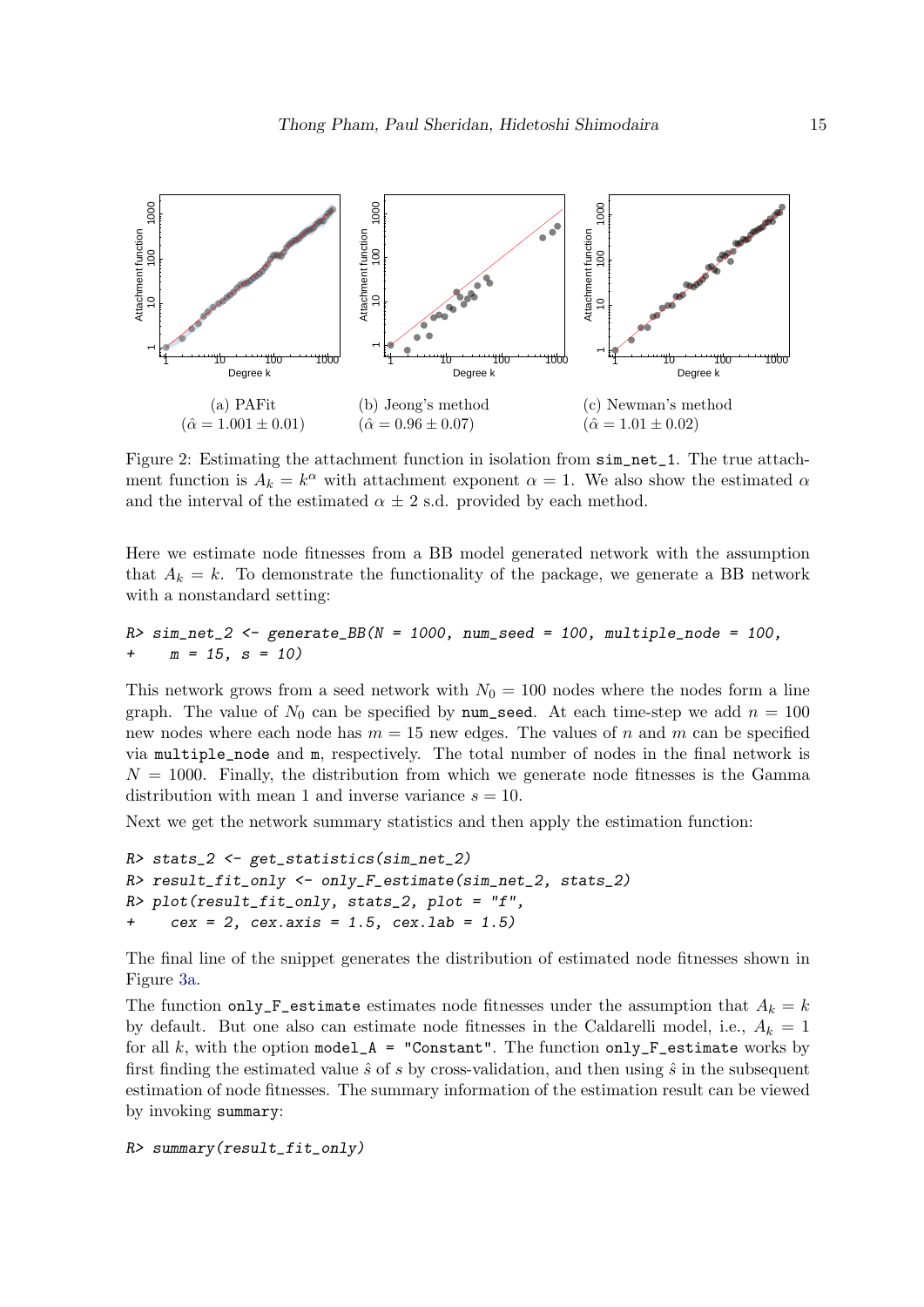(a) PAFit ($\hat{\alpha} = 1.001 \pm 0.01$)

(b) Jeong's method ($\hat{\alpha} = 0.96 \pm 0.07$)

(c) Newman's method ($\hat{\alpha} = 1.01 \pm 0.02$)

Figure 2: Estimating the attachment function in isolation from `sim_net_1`. The true attachment function is $A_k = k^\alpha$ with attachment exponent $\alpha = 1$. We also show the estimated $\alpha$ and the interval of the estimated $\alpha \pm 2$ s.d. provided by each method.

Here we estimate node fitnesses from a BB model generated network with the assumption that $A_k = k$. To demonstrate the functionality of the package, we generate a BB network with a nonstandard setting:

```
R> sim_net_2 <- generate_BB(N = 1000, num_seed = 100, multiple_node = 100,
+     m = 15, s = 10)
```

This network grows from a seed network with $N_0 = 100$ nodes where the nodes form a line graph. The value of $N_0$ can be specified by `num_seed`. At each time-step we add $n = 100$ new nodes where each node has $m = 15$ new edges. The values of $n$ and $m$ can be specified via `multiple_node` and `m`, respectively. The total number of nodes in the final network is $N = 1000$. Finally, the distribution from which we generate node fitnesses is the Gamma distribution with mean 1 and inverse variance $s = 10$.

Next we get the network summary statistics and then apply the estimation function:

```
R> stats_2 <- get_statistics(sim_net_2)
R> result_fit_only <- only_F_estimate(sim_net_2, stats_2)
R> plot(result_fit_only, stats_2, plot = "f",
+     cex = 2, cex.axis = 1.5, cex.lab = 1.5)
```

The final line of the snippet generates the distribution of estimated node fitnesses shown in Figure 3a.

The function `only_F_estimate` estimates node fitnesses under the assumption that $A_k = k$ by default. But one also can estimate node fitnesses in the Caldarelli model, i.e., $A_k = 1$ for all $k$, with the option `model_A = "Constant"`. The function `only_F_estimate` works by first finding the estimated value $\hat{s}$ of $s$ by cross-validation, and then using $\hat{s}$ in the subsequent estimation of node fitnesses. The summary information of the estimation result can be viewed by invoking `summary`:

```
R> summary(result_fit_only)
```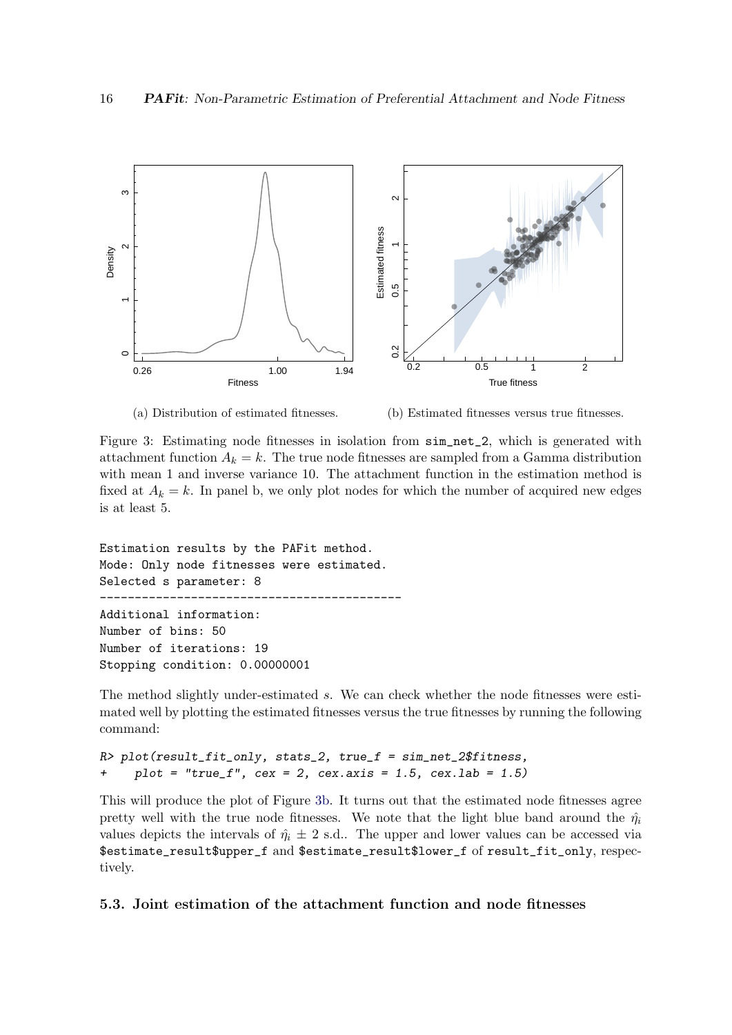(a) Distribution of estimated fitnesses.

(b) Estimated fitnesses versus true fitnesses.

Figure 3: Estimating node fitnesses in isolation from `sim_net_2`, which is generated with attachment function $A_k = k$. The true node fitnesses are sampled from a Gamma distribution with mean 1 and inverse variance 10. The attachment function in the estimation method is fixed at $A_k = k$. In panel b, we only plot nodes for which the number of acquired new edges is at least 5.

```
Estimation results by the PAFit method.
Mode: Only node fitnesses were estimated.
Selected s parameter: 8
--------------------------------------------
Additional information:
Number of bins: 50
Number of iterations: 19
Stopping condition: 0.00000001
```

The method slightly under-estimated $s$. We can check whether the node fitnesses were estimated well by plotting the estimated fitnesses versus the true fitnesses by running the following command:

```
R> plot(result_fit_only, stats_2, true_f = sim_net_2$fitness,
+    plot = "true_f", cex = 2, cex.axis = 1.5, cex.lab = 1.5)
```

This will produce the plot of Figure 3b. It turns out that the estimated node fitnesses agree pretty well with the true node fitnesses. We note that the light blue band around the $\hat{\eta}_i$ values depicts the intervals of $\hat{\eta}_i \pm 2$ s.d.. The upper and lower values can be accessed via `$estimate_result$upper_f` and `$estimate_result$lower_f` of `result_fit_only`, respectively.

### 5.3. Joint estimation of the attachment function and node fitnesses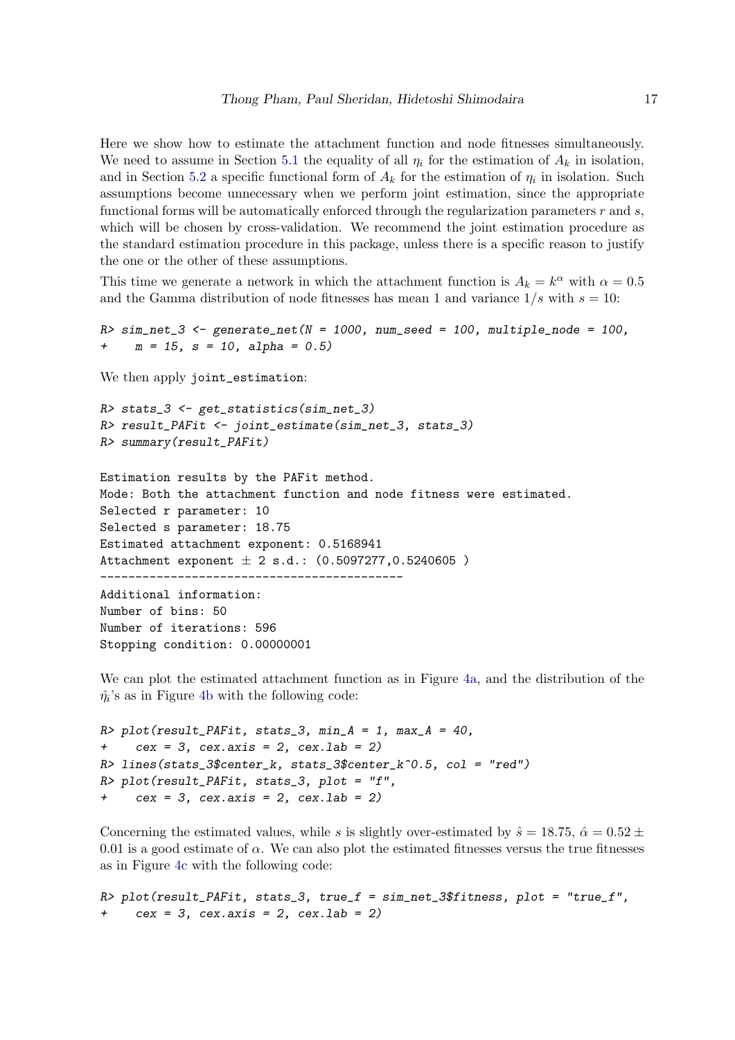Here we show how to estimate the attachment function and node fitnesses simultaneously. We need to assume in Section 5.1 the equality of all $\eta_i$ for the estimation of $A_k$ in isolation, and in Section 5.2 a specific functional form of $A_k$ for the estimation of $\eta_i$ in isolation. Such assumptions become unnecessary when we perform joint estimation, since the appropriate functional forms will be automatically enforced through the regularization parameters $r$ and $s$, which will be chosen by cross-validation. We recommend the joint estimation procedure as the standard estimation procedure in this package, unless there is a specific reason to justify the one or the other of these assumptions.

This time we generate a network in which the attachment function is $A_k = k^\alpha$ with $\alpha = 0.5$ and the Gamma distribution of node fitnesses has mean 1 and variance $1/s$ with $s = 10$:

```
R> sim_net_3 <- generate_net(N = 1000, num_seed = 100, multiple_node = 100,
+    m = 15, s = 10, alpha = 0.5)
```

We then apply `joint_estimation`:

```
R> stats_3 <- get_statistics(sim_net_3)
R> result_PAFit <- joint_estimate(sim_net_3, stats_3)
R> summary(result_PAFit)

Estimation results by the PAFit method.
Mode: Both the attachment function and node fitness were estimated.
Selected r parameter: 10
Selected s parameter: 18.75
Estimated attachment exponent: 0.5168941
Attachment exponent ± 2 s.d.: (0.5097277,0.5240605 )
--------------------------------------------
Additional information:
Number of bins: 50
Number of iterations: 596
Stopping condition: 0.00000001
```

We can plot the estimated attachment function as in Figure 4a, and the distribution of the $\hat{\eta}_i$'s as in Figure 4b with the following code:

```
R> plot(result_PAFit, stats_3, min_A = 1, max_A = 40,
+    cex = 3, cex.axis = 2, cex.lab = 2)
R> lines(stats_3$center_k, stats_3$center_k^0.5, col = "red")
R> plot(result_PAFit, stats_3, plot = "f",
+    cex = 3, cex.axis = 2, cex.lab = 2)
```

Concerning the estimated values, while $s$ is slightly over-estimated by $\hat{s} = 18.75$, $\hat{\alpha} = 0.52 \pm 0.01$ is a good estimate of $\alpha$. We can also plot the estimated fitnesses versus the true fitnesses as in Figure 4c with the following code:

```
R> plot(result_PAFit, stats_3, true_f = sim_net_3$fitness, plot = "true_f",
+    cex = 3, cex.axis = 2, cex.lab = 2)
```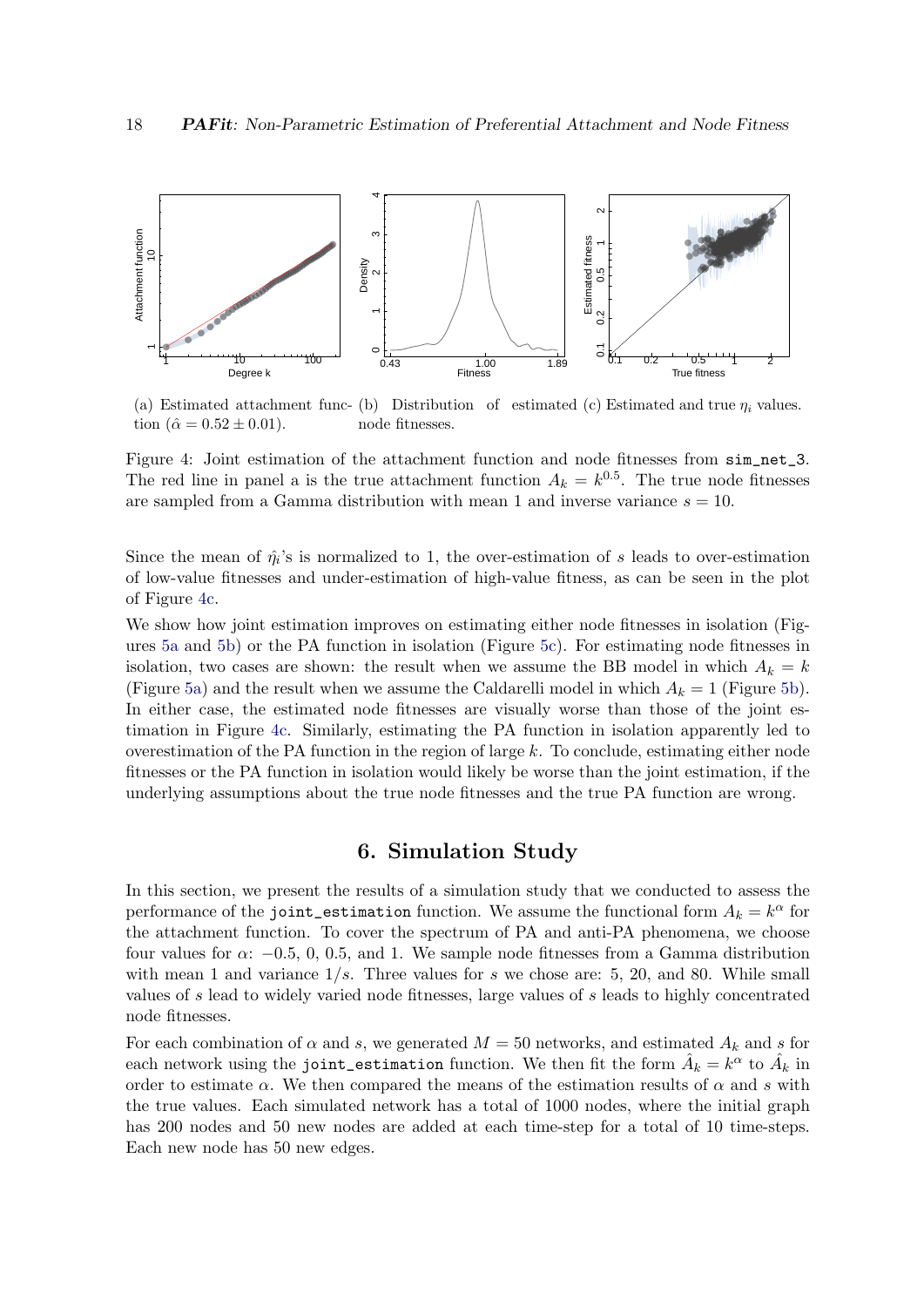(a) Estimated attachment function ($\hat{\alpha} = 0.52 \pm 0.01$).

(b) Distribution of estimated node fitnesses.

(c) Estimated and true $\eta_i$ values.

Figure 4: Joint estimation of the attachment function and node fitnesses from `sim_net_3`. The red line in panel a is the true attachment function $A_k = k^{0.5}$. The true node fitnesses are sampled from a Gamma distribution with mean 1 and inverse variance $s = 10$.

Since the mean of $\hat{\eta}_i$'s is normalized to 1, the over-estimation of $s$ leads to over-estimation of low-value fitnesses and under-estimation of high-value fitness, as can be seen in the plot of Figure 4c.

We show how joint estimation improves on estimating either node fitnesses in isolation (Figures 5a and 5b) or the PA function in isolation (Figure 5c). For estimating node fitnesses in isolation, two cases are shown: the result when we assume the BB model in which $A_k = k$ (Figure 5a) and the result when we assume the Caldarelli model in which $A_k = 1$ (Figure 5b). In either case, the estimated node fitnesses are visually worse than those of the joint estimation in Figure 4c. Similarly, estimating the PA function in isolation apparently led to overestimation of the PA function in the region of large $k$. To conclude, estimating either node fitnesses or the PA function in isolation would likely be worse than the joint estimation, if the underlying assumptions about the true node fitnesses and the true PA function are wrong.

## 6. Simulation Study

In this section, we present the results of a simulation study that we conducted to assess the performance of the `joint_estimation` function. We assume the functional form $A_k = k^\alpha$ for the attachment function. To cover the spectrum of PA and anti-PA phenomena, we choose four values for $\alpha$: $-0.5$, 0, 0.5, and 1. We sample node fitnesses from a Gamma distribution with mean 1 and variance $1/s$. Three values for $s$ we chose are: 5, 20, and 80. While small values of $s$ lead to widely varied node fitnesses, large values of $s$ leads to highly concentrated node fitnesses.

For each combination of $\alpha$ and $s$, we generated $M = 50$ networks, and estimated $A_k$ and $s$ for each network using the `joint_estimation` function. We then fit the form $\hat{A}_k = k^\alpha$ to $\hat{A}_k$ in order to estimate $\alpha$. We then compared the means of the estimation results of $\alpha$ and $s$ with the true values. Each simulated network has a total of 1000 nodes, where the initial graph has 200 nodes and 50 new nodes are added at each time-step for a total of 10 time-steps. Each new node has 50 new edges.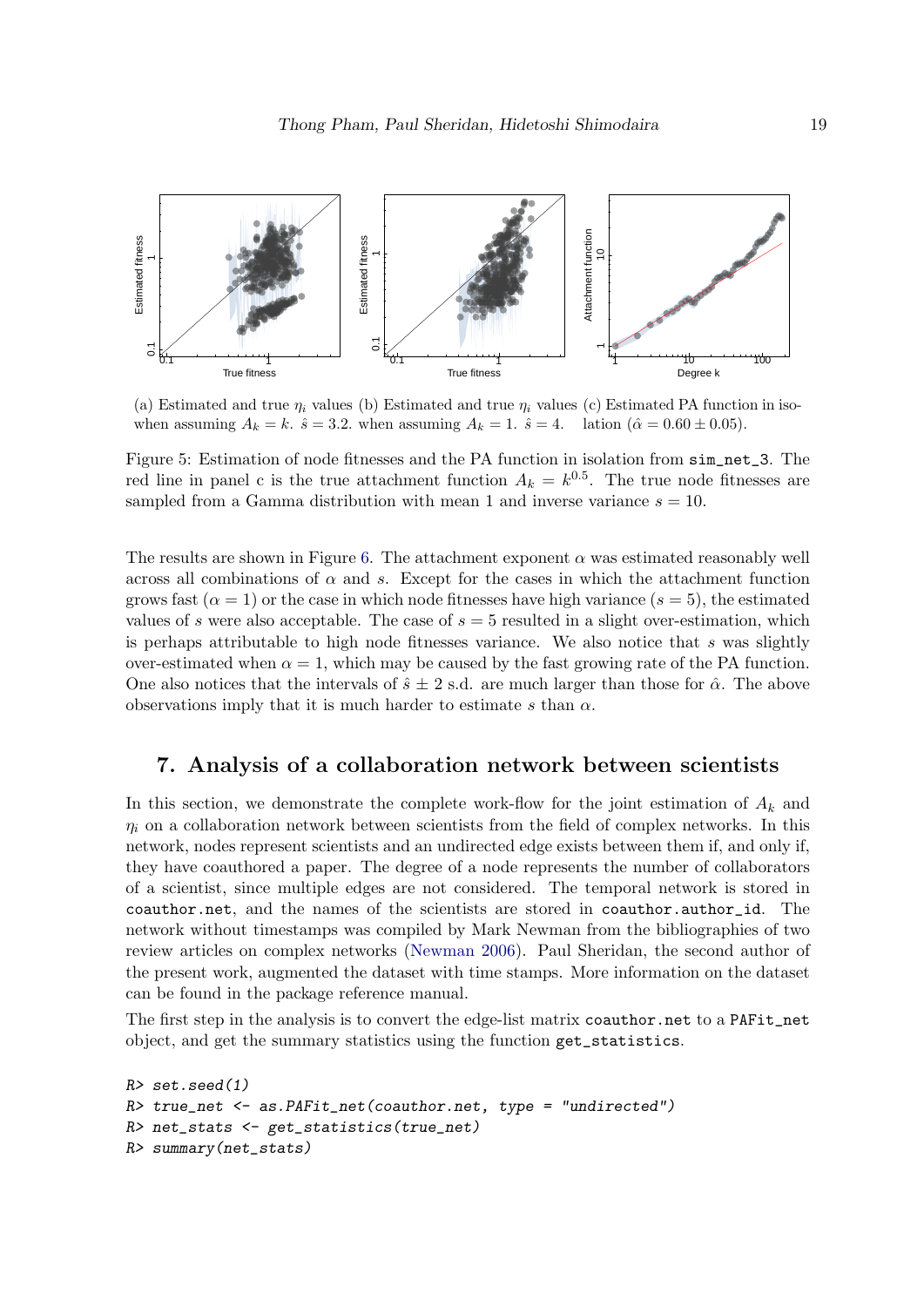(a) Estimated and true $\eta_i$ values when assuming $A_k = k$. $\hat{s} = 3.2$. (b) Estimated and true $\eta_i$ values when assuming $A_k = 1$. $\hat{s} = 4$. (c) Estimated PA function in isolation ($\hat{\alpha} = 0.60 \pm 0.05$).

Figure 5: Estimation of node fitnesses and the PA function in isolation from `sim_net_3`. The red line in panel c is the true attachment function $A_k = k^{0.5}$. The true node fitnesses are sampled from a Gamma distribution with mean 1 and inverse variance $s = 10$.

The results are shown in Figure 6. The attachment exponent $\alpha$ was estimated reasonably well across all combinations of $\alpha$ and $s$. Except for the cases in which the attachment function grows fast ($\alpha = 1$) or the case in which node fitnesses have high variance ($s = 5$), the estimated values of $s$ were also acceptable. The case of $s = 5$ resulted in a slight over-estimation, which is perhaps attributable to high node fitnesses variance. We also notice that $s$ was slightly over-estimated when $\alpha = 1$, which may be caused by the fast growing rate of the PA function. One also notices that the intervals of $\hat{s} \pm 2$ s.d. are much larger than those for $\hat{\alpha}$. The above observations imply that it is much harder to estimate $s$ than $\alpha$.

## 7. Analysis of a collaboration network between scientists

In this section, we demonstrate the complete work-flow for the joint estimation of $A_k$ and $\eta_i$ on a collaboration network between scientists from the field of complex networks. In this network, nodes represent scientists and an undirected edge exists between them if, and only if, they have coauthored a paper. The degree of a node represents the number of collaborators of a scientist, since multiple edges are not considered. The temporal network is stored in `coauthor.net`, and the names of the scientists are stored in `coauthor.author_id`. The network without timestamps was compiled by Mark Newman from the bibliographies of two review articles on complex networks (Newman 2006). Paul Sheridan, the second author of the present work, augmented the dataset with time stamps. More information on the dataset can be found in the package reference manual.

The first step in the analysis is to convert the edge-list matrix `coauthor.net` to a `PAFit_net` object, and get the summary statistics using the function `get_statistics`.

```
R> set.seed(1)
R> true_net <- as.PAFit_net(coauthor.net, type = "undirected")
R> net_stats <- get_statistics(true_net)
R> summary(net_stats)
```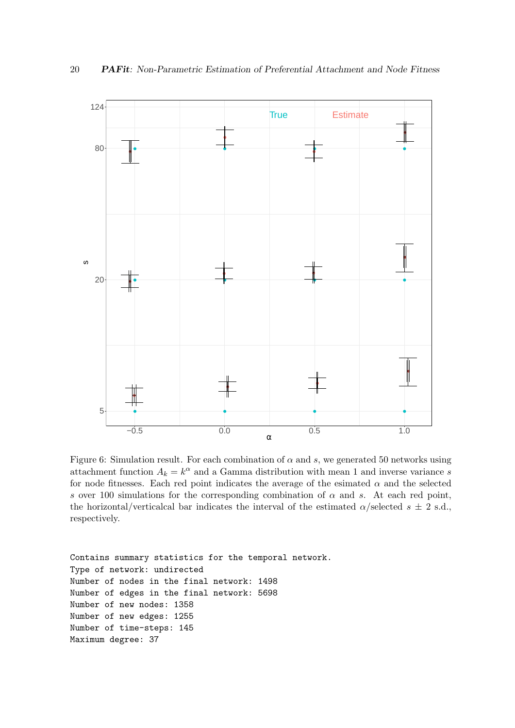Figure 6: Simulation result. For each combination of $\alpha$ and $s$, we generated 50 networks using attachment function $A_k = k^\alpha$ and a Gamma distribution with mean 1 and inverse variance $s$ for node fitnesses. Each red point indicates the average of the esimated $\alpha$ and the selected $s$ over 100 simulations for the corresponding combination of $\alpha$ and $s$. At each red point, the horizontal/verticalcal bar indicates the interval of the estimated $\alpha$/selected $s \pm 2$ s.d., respectively.

```
Contains summary statistics for the temporal network.
Type of network: undirected
Number of nodes in the final network: 1498
Number of edges in the final network: 5698
Number of new nodes: 1358
Number of new edges: 1255
Number of time-steps: 145
Maximum degree: 37
```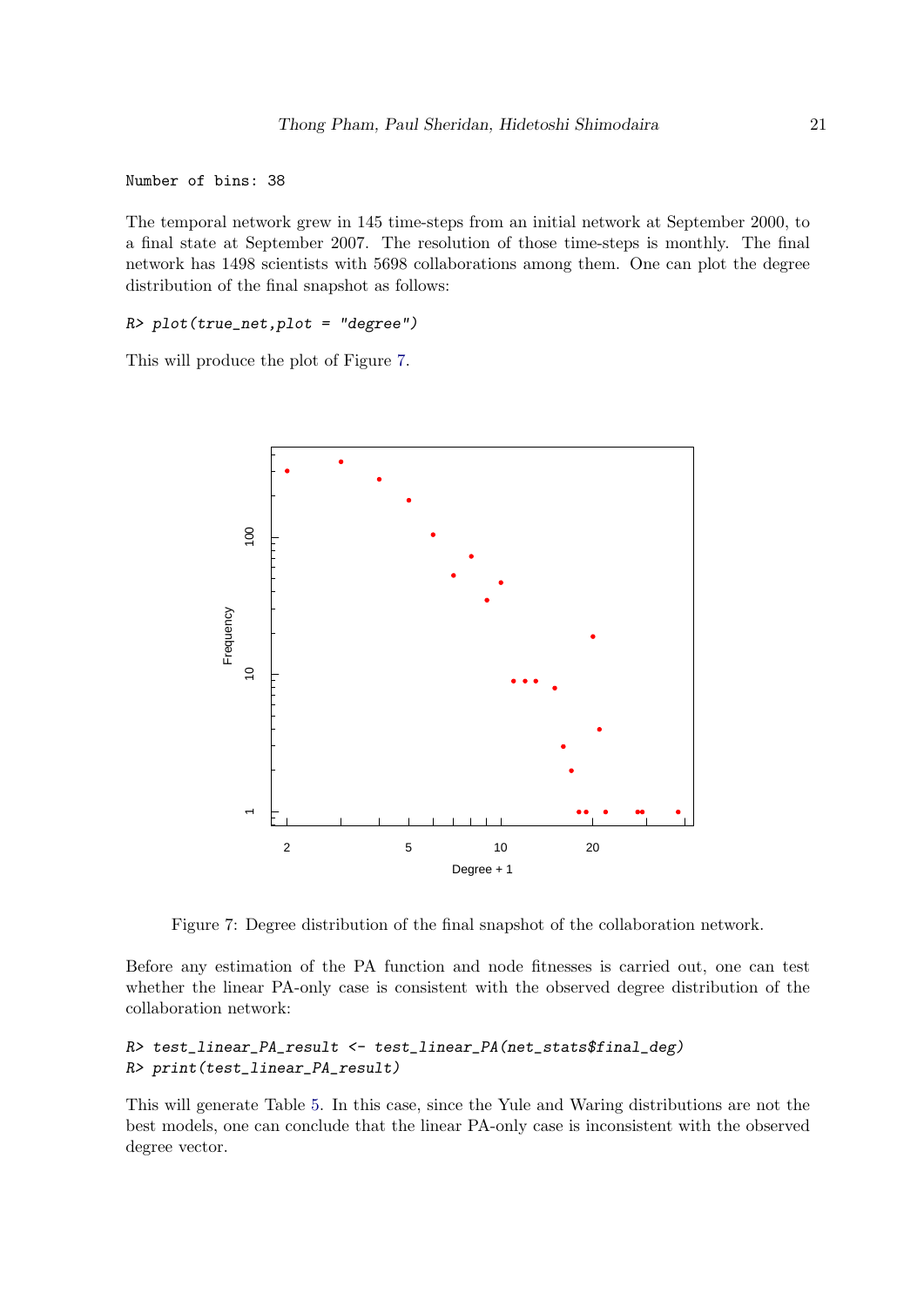```
Number of bins: 38
```

The temporal network grew in 145 time-steps from an initial network at September 2000, to a final state at September 2007. The resolution of those time-steps is monthly. The final network has 1498 scientists with 5698 collaborations among them. One can plot the degree distribution of the final snapshot as follows:

```
R> plot(true_net,plot = "degree")
```

This will produce the plot of Figure 7.

Figure 7: Degree distribution of the final snapshot of the collaboration network.

Before any estimation of the PA function and node fitnesses is carried out, one can test whether the linear PA-only case is consistent with the observed degree distribution of the collaboration network:

```
R> test_linear_PA_result <- test_linear_PA(net_stats$final_deg)
R> print(test_linear_PA_result)
```

This will generate Table 5. In this case, since the Yule and Waring distributions are not the best models, one can conclude that the linear PA-only case is inconsistent with the observed degree vector.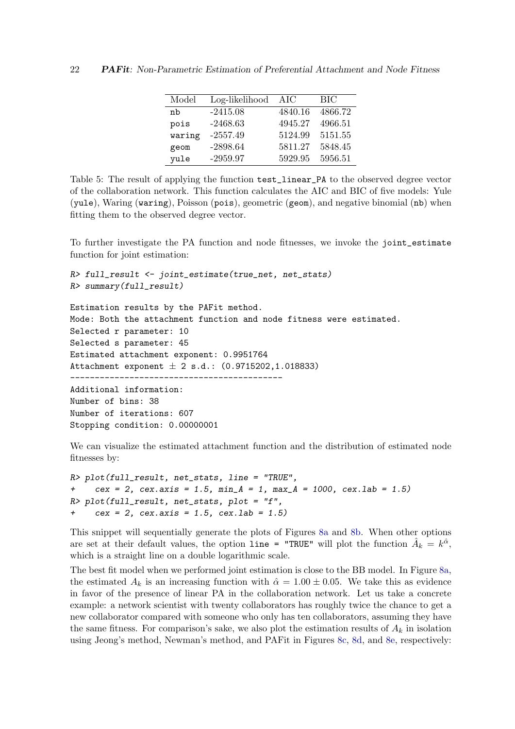| Model | Log-likelihood | AIC | BIC |
|---|---|---|---|
| nb | -2415.08 | 4840.16 | 4866.72 |
| pois | -2468.63 | 4945.27 | 4966.51 |
| waring | -2557.49 | 5124.99 | 5151.55 |
| geom | -2898.64 | 5811.27 | 5848.45 |
| yule | -2959.97 | 5929.95 | 5956.51 |

Table 5: The result of applying the function `test_linear_PA` to the observed degree vector of the collaboration network. This function calculates the AIC and BIC of five models: Yule (`yule`), Waring (`waring`), Poisson (`pois`), geometric (`geom`), and negative binomial (`nb`) when fitting them to the observed degree vector.

To further investigate the PA function and node fitnesses, we invoke the `joint_estimate` function for joint estimation:

```
R> full_result <- joint_estimate(true_net, net_stats)
R> summary(full_result)

Estimation results by the PAFit method.
Mode: Both the attachment function and node fitness were estimated.
Selected r parameter: 10
Selected s parameter: 45
Estimated attachment exponent: 0.9951764
Attachment exponent ± 2 s.d.: (0.9715202,1.018833)
--------------------------------------------
Additional information:
Number of bins: 38
Number of iterations: 607
Stopping condition: 0.00000001
```

We can visualize the estimated attachment function and the distribution of estimated node fitnesses by:

```
R> plot(full_result, net_stats, line = "TRUE",
+    cex = 2, cex.axis = 1.5, min_A = 1, max_A = 1000, cex.lab = 1.5)
R> plot(full_result, net_stats, plot = "f",
+    cex = 2, cex.axis = 1.5, cex.lab = 1.5)
```

This snippet will sequentially generate the plots of Figures 8a and 8b. When other options are set at their default values, the option `line = "TRUE"` will plot the function $\hat{A}_k = k^{\hat{\alpha}}$, which is a straight line on a double logarithmic scale.

The best fit model when we performed joint estimation is close to the BB model. In Figure 8a, the estimated $A_k$ is an increasing function with $\hat{\alpha} = 1.00 \pm 0.05$. We take this as evidence in favor of the presence of linear PA in the collaboration network. Let us take a concrete example: a network scientist with twenty collaborators has roughly twice the chance to get a new collaborator compared with someone who only has ten collaborators, assuming they have the same fitness. For comparison's sake, we also plot the estimation results of $A_k$ in isolation using Jeong's method, Newman's method, and PAFit in Figures 8c, 8d, and 8e, respectively: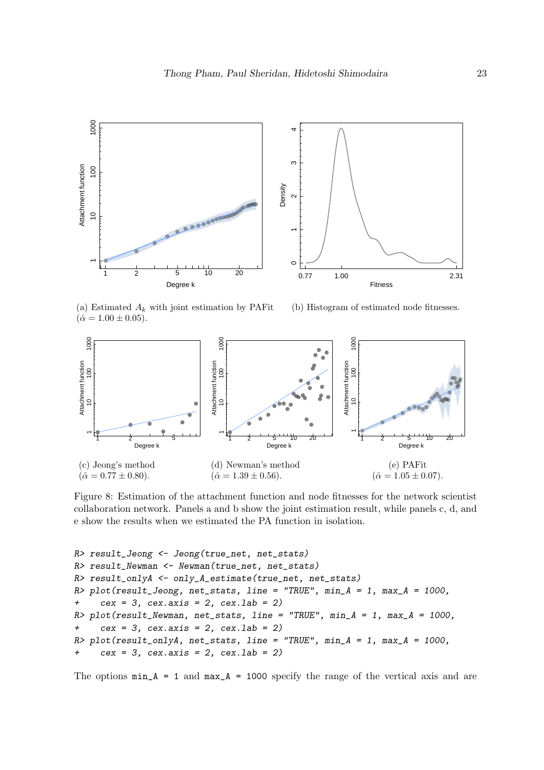(a) Estimated $A_k$ with joint estimation by PAFit ($\hat{\alpha} = 1.00 \pm 0.05$).

(b) Histogram of estimated node fitnesses.

(c) Jeong's method ($\hat{\alpha} = 0.77 \pm 0.80$).

(d) Newman's method ($\hat{\alpha} = 1.39 \pm 0.56$).

(e) PAFit ($\hat{\alpha} = 1.05 \pm 0.07$).

Figure 8: Estimation of the attachment function and node fitnesses for the network scientist collaboration network. Panels a and b show the joint estimation result, while panels c, d, and e show the results when we estimated the PA function in isolation.

```
R> result_Jeong <- Jeong(true_net, net_stats)
R> result_Newman <- Newman(true_net, net_stats)
R> result_onlyA <- only_A_estimate(true_net, net_stats)
R> plot(result_Jeong, net_stats, line = "TRUE", min_A = 1, max_A = 1000,
+    cex = 3, cex.axis = 2, cex.lab = 2)
R> plot(result_Newman, net_stats, line = "TRUE", min_A = 1, max_A = 1000,
+    cex = 3, cex.axis = 2, cex.lab = 2)
R> plot(result_onlyA, net_stats, line = "TRUE", min_A = 1, max_A = 1000,
+    cex = 3, cex.axis = 2, cex.lab = 2)
```

The options `min_A = 1` and `max_A = 1000` specify the range of the vertical axis and are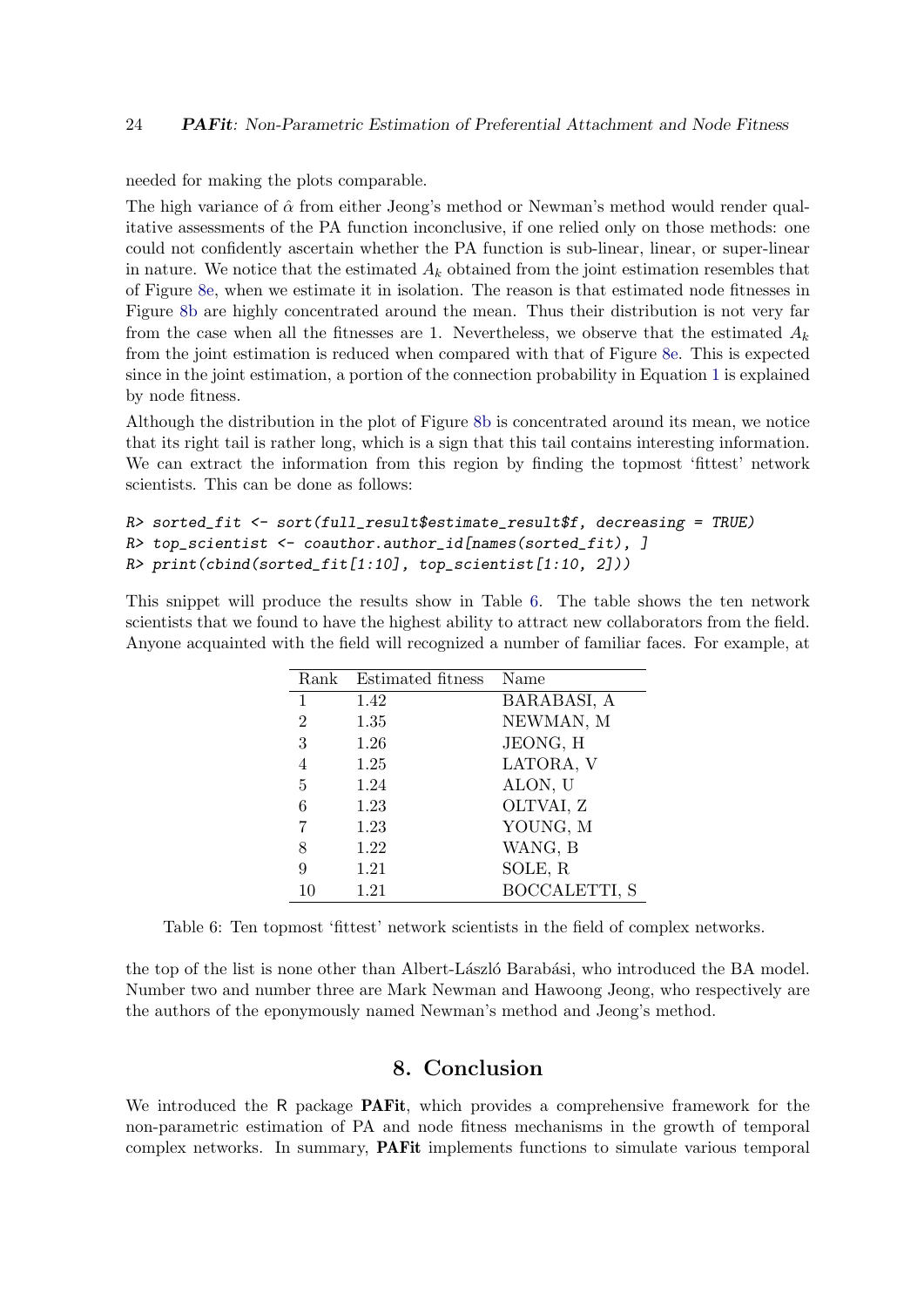needed for making the plots comparable.

The high variance of $\hat{\alpha}$ from either Jeong's method or Newman's method would render qualitative assessments of the PA function inconclusive, if one relied only on those methods: one could not confidently ascertain whether the PA function is sub-linear, linear, or super-linear in nature. We notice that the estimated $A_k$ obtained from the joint estimation resembles that of Figure 8e, when we estimate it in isolation. The reason is that estimated node fitnesses in Figure 8b are highly concentrated around the mean. Thus their distribution is not very far from the case when all the fitnesses are 1. Nevertheless, we observe that the estimated $A_k$ from the joint estimation is reduced when compared with that of Figure 8e. This is expected since in the joint estimation, a portion of the connection probability in Equation 1 is explained by node fitness.

Although the distribution in the plot of Figure 8b is concentrated around its mean, we notice that its right tail is rather long, which is a sign that this tail contains interesting information. We can extract the information from this region by finding the topmost 'fittest' network scientists. This can be done as follows:

```
R> sorted_fit <- sort(full_result$estimate_result$f, decreasing = TRUE)
R> top_scientist <- coauthor.author_id[names(sorted_fit), ]
R> print(cbind(sorted_fit[1:10], top_scientist[1:10, 2]))
```

This snippet will produce the results show in Table 6. The table shows the ten network scientists that we found to have the highest ability to attract new collaborators from the field. Anyone acquainted with the field will recognized a number of familiar faces. For example, at

| Rank | Estimated fitness | Name |
|---|---|---|
| 1 | 1.42 | BARABASI, A |
| 2 | 1.35 | NEWMAN, M |
| 3 | 1.26 | JEONG, H |
| 4 | 1.25 | LATORA, V |
| 5 | 1.24 | ALON, U |
| 6 | 1.23 | OLTVAI, Z |
| 7 | 1.23 | YOUNG, M |
| 8 | 1.22 | WANG, B |
| 9 | 1.21 | SOLE, R |
| 10 | 1.21 | BOCCALETTI, S |

Table 6: Ten topmost 'fittest' network scientists in the field of complex networks.

the top of the list is none other than Albert-László Barabási, who introduced the BA model. Number two and number three are Mark Newman and Hawoong Jeong, who respectively are the authors of the eponymously named Newman's method and Jeong's method.

## 8. Conclusion

We introduced the R package **PAFit**, which provides a comprehensive framework for the non-parametric estimation of PA and node fitness mechanisms in the growth of temporal complex networks. In summary, **PAFit** implements functions to simulate various temporal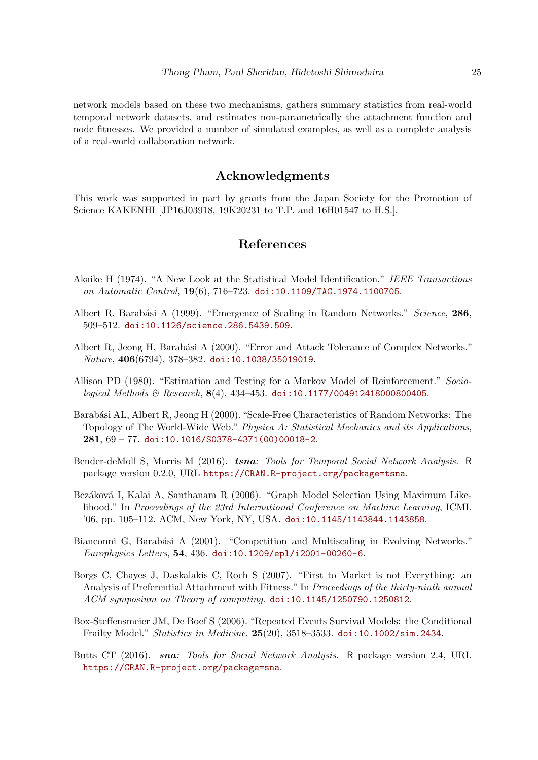network models based on these two mechanisms, gathers summary statistics from real-world temporal network datasets, and estimates non-parametrically the attachment function and node fitnesses. We provided a number of simulated examples, as well as a complete analysis of a real-world collaboration network.

## Acknowledgments

This work was supported in part by grants from the Japan Society for the Promotion of Science KAKENHI [JP16J03918, 19K20231 to T.P. and 16H01547 to H.S.].

## References

Akaike H (1974). "A New Look at the Statistical Model Identification." *IEEE Transactions on Automatic Control*, **19**(6), 716–723. doi:10.1109/TAC.1974.1100705.

Albert R, Barabási A (1999). "Emergence of Scaling in Random Networks." *Science*, **286**, 509–512. doi:10.1126/science.286.5439.509.

Albert R, Jeong H, Barabási A (2000). "Error and Attack Tolerance of Complex Networks." *Nature*, **406**(6794), 378–382. doi:10.1038/35019019.

Allison PD (1980). "Estimation and Testing for a Markov Model of Reinforcement." *Sociological Methods & Research*, **8**(4), 434–453. doi:10.1177/004912418000800405.

Barabási AL, Albert R, Jeong H (2000). "Scale-Free Characteristics of Random Networks: The Topology of The World-Wide Web." *Physica A: Statistical Mechanics and its Applications*, **281**, 69 – 77. doi:10.1016/S0378-4371(00)00018-2.

Bender-deMoll S, Morris M (2016). ***tsna**: Tools for Temporal Social Network Analysis*. R package version 0.2.0, URL https://CRAN.R-project.org/package=tsna.

Bezáková I, Kalai A, Santhanam R (2006). "Graph Model Selection Using Maximum Likelihood." In *Proceedings of the 23rd International Conference on Machine Learning*, ICML '06, pp. 105–112. ACM, New York, NY, USA. doi:10.1145/1143844.1143858.

Bianconni G, Barabási A (2001). "Competition and Multiscaling in Evolving Networks." *Europhysics Letters*, **54**, 436. doi:10.1209/epl/i2001-00260-6.

Borgs C, Chayes J, Daskalakis C, Roch S (2007). "First to Market is not Everything: an Analysis of Preferential Attachment with Fitness." In *Proceedings of the thirty-ninth annual ACM symposium on Theory of computing*. doi:10.1145/1250790.1250812.

Box-Steffensmeier JM, De Boef S (2006). "Repeated Events Survival Models: the Conditional Frailty Model." *Statistics in Medicine*, **25**(20), 3518–3533. doi:10.1002/sim.2434.

Butts CT (2016). ***sna**: Tools for Social Network Analysis*. R package version 2.4, URL https://CRAN.R-project.org/package=sna.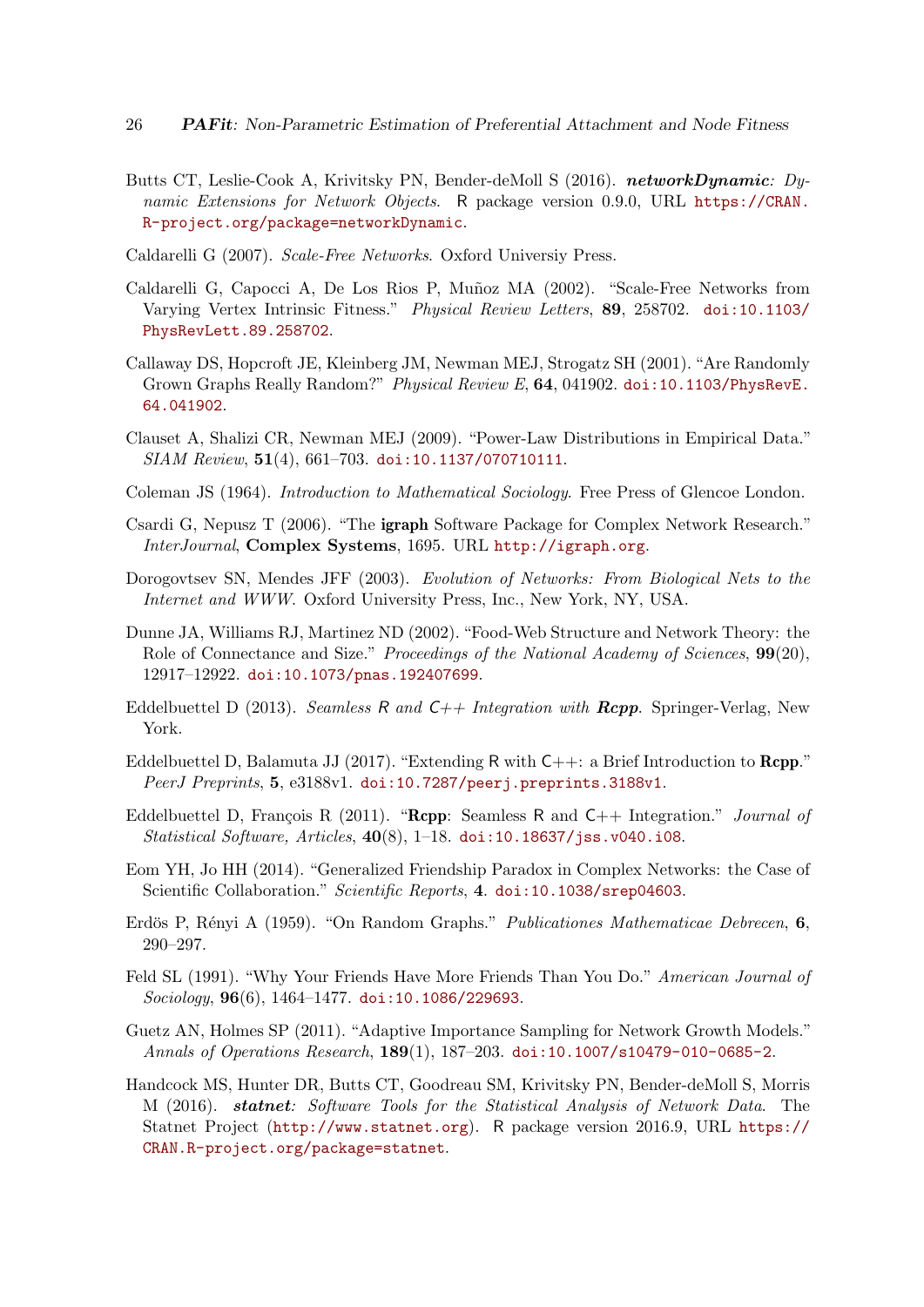Butts CT, Leslie-Cook A, Krivitsky PN, Bender-deMoll S (2016). ***networkDynamic**: Dynamic Extensions for Network Objects*. R package version 0.9.0, URL https://CRAN.R-project.org/package=networkDynamic.

Caldarelli G (2007). *Scale-Free Networks*. Oxford Universiy Press.

Caldarelli G, Capocci A, De Los Rios P, Muñoz MA (2002). "Scale-Free Networks from Varying Vertex Intrinsic Fitness." *Physical Review Letters*, **89**, 258702. doi:10.1103/PhysRevLett.89.258702.

Callaway DS, Hopcroft JE, Kleinberg JM, Newman MEJ, Strogatz SH (2001). "Are Randomly Grown Graphs Really Random?" *Physical Review E*, **64**, 041902. doi:10.1103/PhysRevE.64.041902.

Clauset A, Shalizi CR, Newman MEJ (2009). "Power-Law Distributions in Empirical Data." *SIAM Review*, **51**(4), 661–703. doi:10.1137/070710111.

Coleman JS (1964). *Introduction to Mathematical Sociology*. Free Press of Glencoe London.

Csardi G, Nepusz T (2006). "The **igraph** Software Package for Complex Network Research." *InterJournal*, **Complex Systems**, 1695. URL http://igraph.org.

Dorogovtsev SN, Mendes JFF (2003). *Evolution of Networks: From Biological Nets to the Internet and WWW*. Oxford University Press, Inc., New York, NY, USA.

Dunne JA, Williams RJ, Martinez ND (2002). "Food-Web Structure and Network Theory: the Role of Connectance and Size." *Proceedings of the National Academy of Sciences*, **99**(20), 12917–12922. doi:10.1073/pnas.192407699.

Eddelbuettel D (2013). *Seamless R and C++ Integration with **Rcpp***. Springer-Verlag, New York.

Eddelbuettel D, Balamuta JJ (2017). "Extending R with C++: a Brief Introduction to **Rcpp**." *PeerJ Preprints*, **5**, e3188v1. doi:10.7287/peerj.preprints.3188v1.

Eddelbuettel D, François R (2011). "**Rcpp**: Seamless R and C++ Integration." *Journal of Statistical Software, Articles*, **40**(8), 1–18. doi:10.18637/jss.v040.i08.

Eom YH, Jo HH (2014). "Generalized Friendship Paradox in Complex Networks: the Case of Scientific Collaboration." *Scientific Reports*, **4**. doi:10.1038/srep04603.

Erdös P, Rényi A (1959). "On Random Graphs." *Publicationes Mathematicae Debrecen*, **6**, 290–297.

Feld SL (1991). "Why Your Friends Have More Friends Than You Do." *American Journal of Sociology*, **96**(6), 1464–1477. doi:10.1086/229693.

Guetz AN, Holmes SP (2011). "Adaptive Importance Sampling for Network Growth Models." *Annals of Operations Research*, **189**(1), 187–203. doi:10.1007/s10479-010-0685-2.

Handcock MS, Hunter DR, Butts CT, Goodreau SM, Krivitsky PN, Bender-deMoll S, Morris M (2016). ***statnet**: Software Tools for the Statistical Analysis of Network Data*. The Statnet Project (http://www.statnet.org). R package version 2016.9, URL https://CRAN.R-project.org/package=statnet.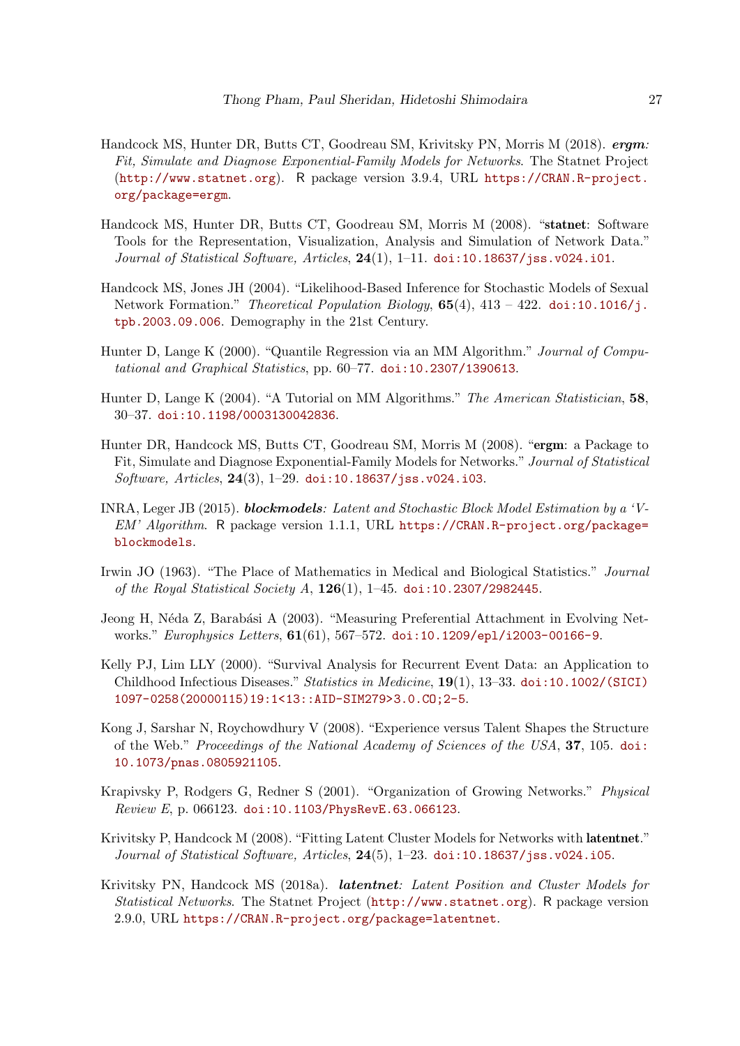Handcock MS, Hunter DR, Butts CT, Goodreau SM, Krivitsky PN, Morris M (2018). ***ergm**: Fit, Simulate and Diagnose Exponential-Family Models for Networks*. The Statnet Project (http://www.statnet.org). R package version 3.9.4, URL https://CRAN.R-project.org/package=ergm.

Handcock MS, Hunter DR, Butts CT, Goodreau SM, Morris M (2008). "**statnet**: Software Tools for the Representation, Visualization, Analysis and Simulation of Network Data." *Journal of Statistical Software, Articles*, **24**(1), 1–11. doi:10.18637/jss.v024.i01.

Handcock MS, Jones JH (2004). "Likelihood-Based Inference for Stochastic Models of Sexual Network Formation." *Theoretical Population Biology*, **65**(4), 413 – 422. doi:10.1016/j.tpb.2003.09.006. Demography in the 21st Century.

Hunter D, Lange K (2000). "Quantile Regression via an MM Algorithm." *Journal of Computational and Graphical Statistics*, pp. 60–77. doi:10.2307/1390613.

Hunter D, Lange K (2004). "A Tutorial on MM Algorithms." *The American Statistician*, **58**, 30–37. doi:10.1198/0003130042836.

Hunter DR, Handcock MS, Butts CT, Goodreau SM, Morris M (2008). "**ergm**: a Package to Fit, Simulate and Diagnose Exponential-Family Models for Networks." *Journal of Statistical Software, Articles*, **24**(3), 1–29. doi:10.18637/jss.v024.i03.

INRA, Leger JB (2015). ***blockmodels**: Latent and Stochastic Block Model Estimation by a 'V-EM' Algorithm*. R package version 1.1.1, URL https://CRAN.R-project.org/package=blockmodels.

Irwin JO (1963). "The Place of Mathematics in Medical and Biological Statistics." *Journal of the Royal Statistical Society A*, **126**(1), 1–45. doi:10.2307/2982445.

Jeong H, Néda Z, Barabási A (2003). "Measuring Preferential Attachment in Evolving Networks." *Europhysics Letters*, **61**(61), 567–572. doi:10.1209/epl/i2003-00166-9.

Kelly PJ, Lim LLY (2000). "Survival Analysis for Recurrent Event Data: an Application to Childhood Infectious Diseases." *Statistics in Medicine*, **19**(1), 13–33. doi:10.1002/(SICI)1097-0258(20000115)19:1<13::AID-SIM279>3.0.CO;2-5.

Kong J, Sarshar N, Roychowdhury V (2008). "Experience versus Talent Shapes the Structure of the Web." *Proceedings of the National Academy of Sciences of the USA*, **37**, 105. doi:10.1073/pnas.0805921105.

Krapivsky P, Rodgers G, Redner S (2001). "Organization of Growing Networks." *Physical Review E*, p. 066123. doi:10.1103/PhysRevE.63.066123.

Krivitsky P, Handcock M (2008). "Fitting Latent Cluster Models for Networks with **latentnet**." *Journal of Statistical Software, Articles*, **24**(5), 1–23. doi:10.18637/jss.v024.i05.

Krivitsky PN, Handcock MS (2018a). ***latentnet**: Latent Position and Cluster Models for Statistical Networks*. The Statnet Project (http://www.statnet.org). R package version 2.9.0, URL https://CRAN.R-project.org/package=latentnet.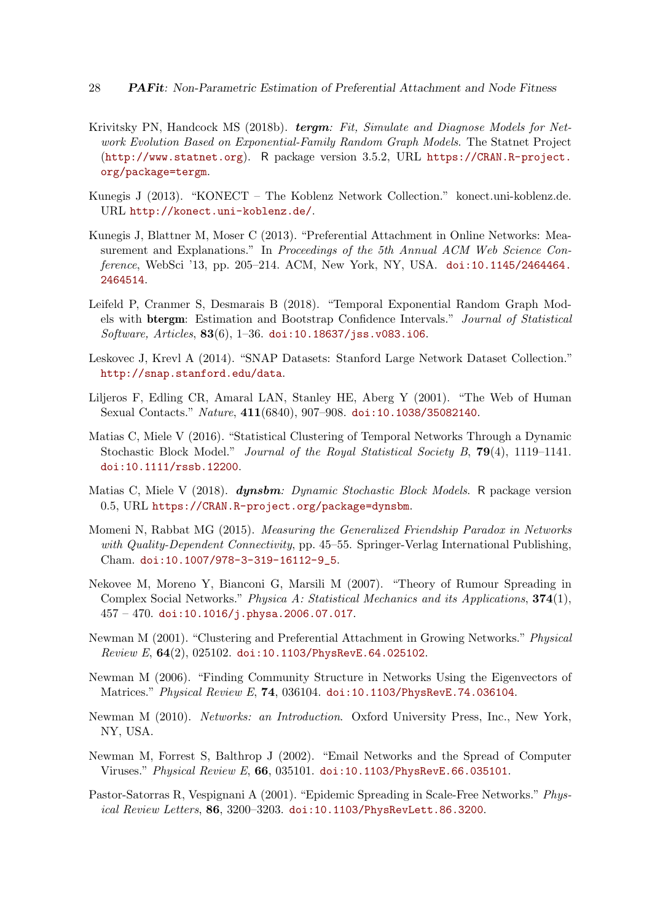Krivitsky PN, Handcock MS (2018b). ***tergm**: Fit, Simulate and Diagnose Models for Network Evolution Based on Exponential-Family Random Graph Models*. The Statnet Project (http://www.statnet.org). R package version 3.5.2, URL https://CRAN.R-project.org/package=tergm.

Kunegis J (2013). "KONECT – The Koblenz Network Collection." konect.uni-koblenz.de. URL http://konect.uni-koblenz.de/.

Kunegis J, Blattner M, Moser C (2013). "Preferential Attachment in Online Networks: Measurement and Explanations." In *Proceedings of the 5th Annual ACM Web Science Conference*, WebSci '13, pp. 205–214. ACM, New York, NY, USA. doi:10.1145/2464464.2464514.

Leifeld P, Cranmer S, Desmarais B (2018). "Temporal Exponential Random Graph Models with **btergm**: Estimation and Bootstrap Confidence Intervals." *Journal of Statistical Software, Articles*, **83**(6), 1–36. doi:10.18637/jss.v083.i06.

Leskovec J, Krevl A (2014). "SNAP Datasets: Stanford Large Network Dataset Collection." http://snap.stanford.edu/data.

Liljeros F, Edling CR, Amaral LAN, Stanley HE, Aberg Y (2001). "The Web of Human Sexual Contacts." *Nature*, **411**(6840), 907–908. doi:10.1038/35082140.

Matias C, Miele V (2016). "Statistical Clustering of Temporal Networks Through a Dynamic Stochastic Block Model." *Journal of the Royal Statistical Society B*, **79**(4), 1119–1141. doi:10.1111/rssb.12200.

Matias C, Miele V (2018). ***dynsbm**: Dynamic Stochastic Block Models*. R package version 0.5, URL https://CRAN.R-project.org/package=dynsbm.

Momeni N, Rabbat MG (2015). *Measuring the Generalized Friendship Paradox in Networks with Quality-Dependent Connectivity*, pp. 45–55. Springer-Verlag International Publishing, Cham. doi:10.1007/978-3-319-16112-9_5.

Nekovee M, Moreno Y, Bianconi G, Marsili M (2007). "Theory of Rumour Spreading in Complex Social Networks." *Physica A: Statistical Mechanics and its Applications*, **374**(1), 457 – 470. doi:10.1016/j.physa.2006.07.017.

Newman M (2001). "Clustering and Preferential Attachment in Growing Networks." *Physical Review E*, **64**(2), 025102. doi:10.1103/PhysRevE.64.025102.

Newman M (2006). "Finding Community Structure in Networks Using the Eigenvectors of Matrices." *Physical Review E*, **74**, 036104. doi:10.1103/PhysRevE.74.036104.

Newman M (2010). *Networks: an Introduction*. Oxford University Press, Inc., New York, NY, USA.

Newman M, Forrest S, Balthrop J (2002). "Email Networks and the Spread of Computer Viruses." *Physical Review E*, **66**, 035101. doi:10.1103/PhysRevE.66.035101.

Pastor-Satorras R, Vespignani A (2001). "Epidemic Spreading in Scale-Free Networks." *Physical Review Letters*, **86**, 3200–3203. doi:10.1103/PhysRevLett.86.3200.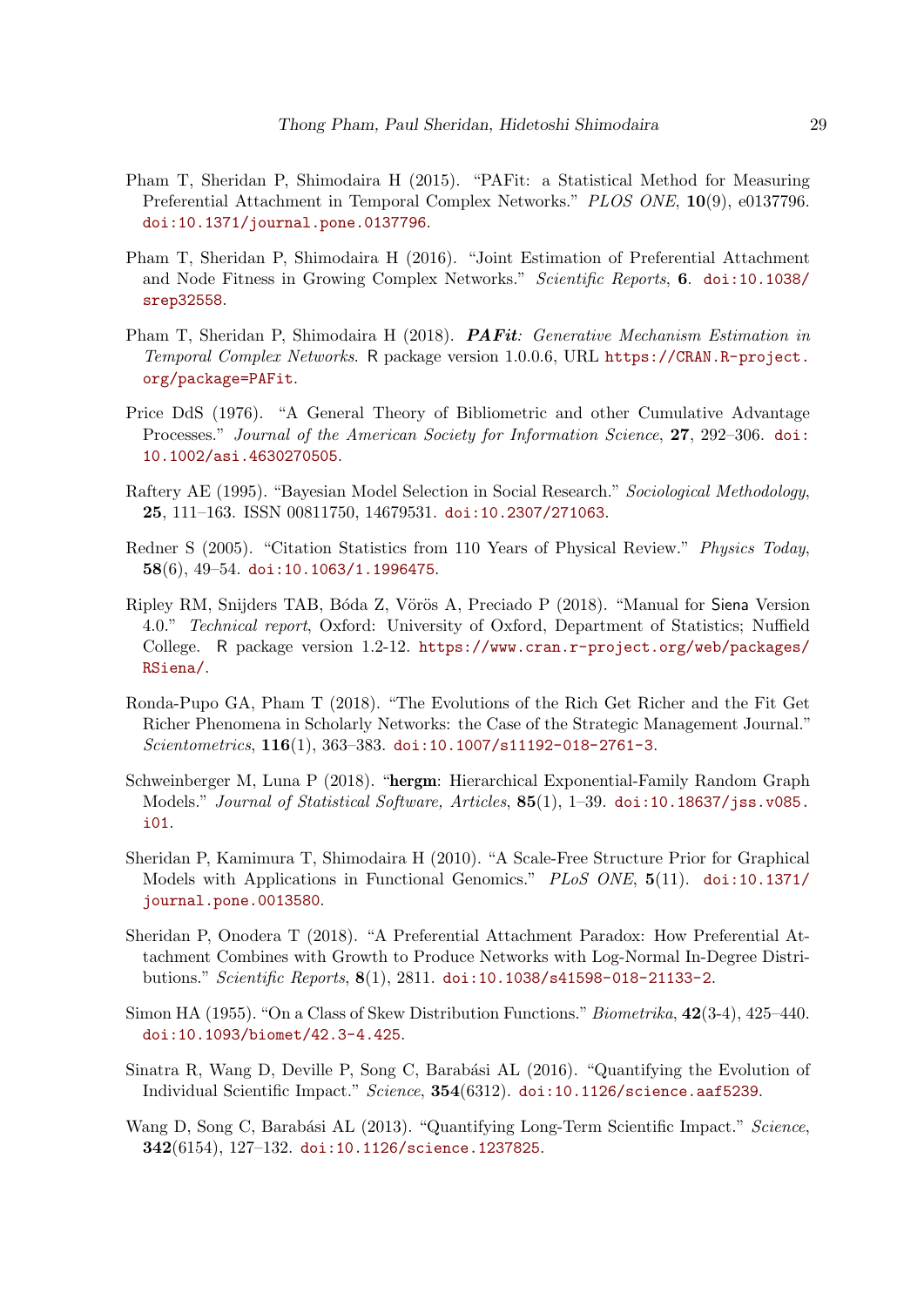Pham T, Sheridan P, Shimodaira H (2015). "PAFit: a Statistical Method for Measuring Preferential Attachment in Temporal Complex Networks." *PLOS ONE*, **10**(9), e0137796. doi:10.1371/journal.pone.0137796.

Pham T, Sheridan P, Shimodaira H (2016). "Joint Estimation of Preferential Attachment and Node Fitness in Growing Complex Networks." *Scientific Reports*, **6**. doi:10.1038/srep32558.

Pham T, Sheridan P, Shimodaira H (2018). ***PAFit**: Generative Mechanism Estimation in Temporal Complex Networks*. R package version 1.0.0.6, URL https://CRAN.R-project.org/package=PAFit.

Price DdS (1976). "A General Theory of Bibliometric and other Cumulative Advantage Processes." *Journal of the American Society for Information Science*, **27**, 292–306. doi:10.1002/asi.4630270505.

Raftery AE (1995). "Bayesian Model Selection in Social Research." *Sociological Methodology*, **25**, 111–163. ISSN 00811750, 14679531. doi:10.2307/271063.

Redner S (2005). "Citation Statistics from 110 Years of Physical Review." *Physics Today*, **58**(6), 49–54. doi:10.1063/1.1996475.

Ripley RM, Snijders TAB, Bóda Z, Vörös A, Preciado P (2018). "Manual for Siena Version 4.0." *Technical report*, Oxford: University of Oxford, Department of Statistics; Nuffield College. R package version 1.2-12. https://www.cran.r-project.org/web/packages/RSiena/.

Ronda-Pupo GA, Pham T (2018). "The Evolutions of the Rich Get Richer and the Fit Get Richer Phenomena in Scholarly Networks: the Case of the Strategic Management Journal." *Scientometrics*, **116**(1), 363–383. doi:10.1007/s11192-018-2761-3.

Schweinberger M, Luna P (2018). "**hergm**: Hierarchical Exponential-Family Random Graph Models." *Journal of Statistical Software, Articles*, **85**(1), 1–39. doi:10.18637/jss.v085.i01.

Sheridan P, Kamimura T, Shimodaira H (2010). "A Scale-Free Structure Prior for Graphical Models with Applications in Functional Genomics." *PLoS ONE*, **5**(11). doi:10.1371/journal.pone.0013580.

Sheridan P, Onodera T (2018). "A Preferential Attachment Paradox: How Preferential Attachment Combines with Growth to Produce Networks with Log-Normal In-Degree Distributions." *Scientific Reports*, **8**(1), 2811. doi:10.1038/s41598-018-21133-2.

Simon HA (1955). "On a Class of Skew Distribution Functions." *Biometrika*, **42**(3-4), 425–440. doi:10.1093/biomet/42.3-4.425.

Sinatra R, Wang D, Deville P, Song C, Barabási AL (2016). "Quantifying the Evolution of Individual Scientific Impact." *Science*, **354**(6312). doi:10.1126/science.aaf5239.

Wang D, Song C, Barabási AL (2013). "Quantifying Long-Term Scientific Impact." *Science*, **342**(6154), 127–132. doi:10.1126/science.1237825.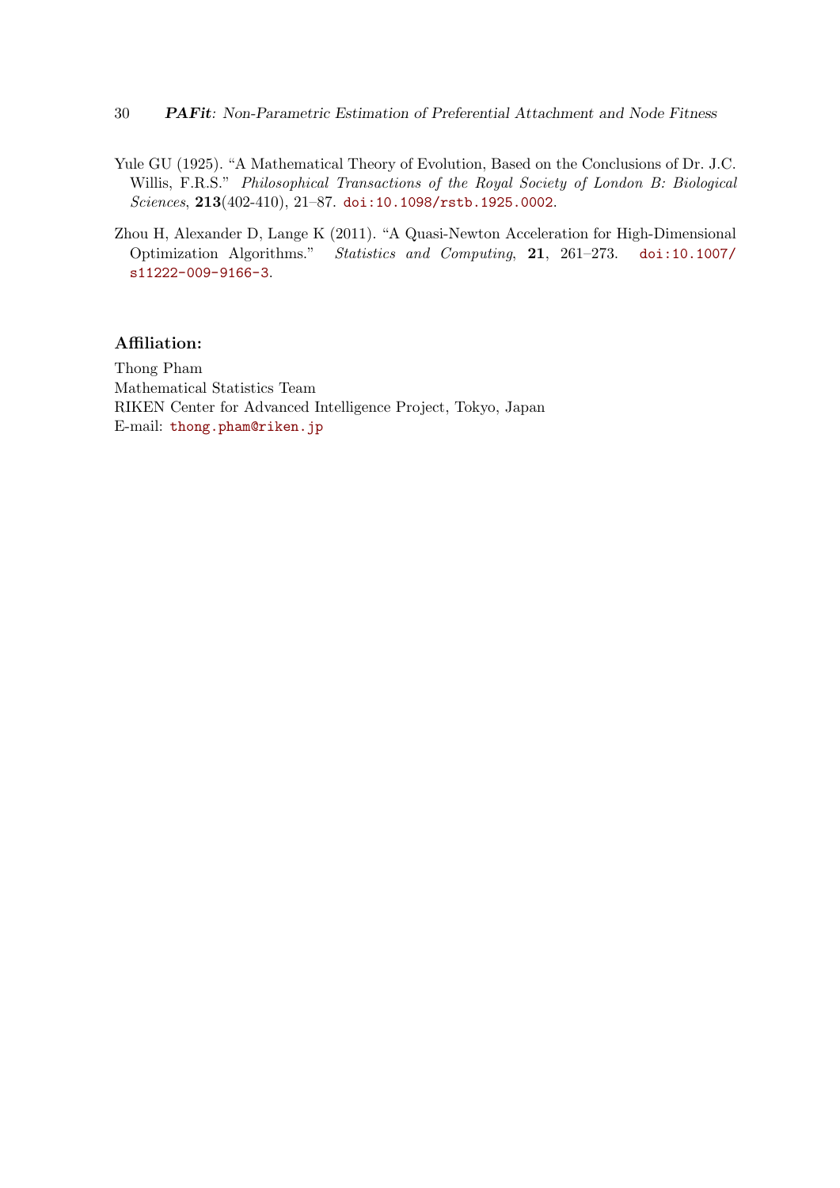Yule GU (1925). "A Mathematical Theory of Evolution, Based on the Conclusions of Dr. J.C. Willis, F.R.S." *Philosophical Transactions of the Royal Society of London B: Biological Sciences*, **213**(402-410), 21–87. doi:10.1098/rstb.1925.0002.

Zhou H, Alexander D, Lange K (2011). "A Quasi-Newton Acceleration for High-Dimensional Optimization Algorithms." *Statistics and Computing*, **21**, 261–273. doi:10.1007/s11222-009-9166-3.

### Affiliation:

Thong Pham
Mathematical Statistics Team
RIKEN Center for Advanced Intelligence Project, Tokyo, Japan
E-mail: thong.pham@riken.jp